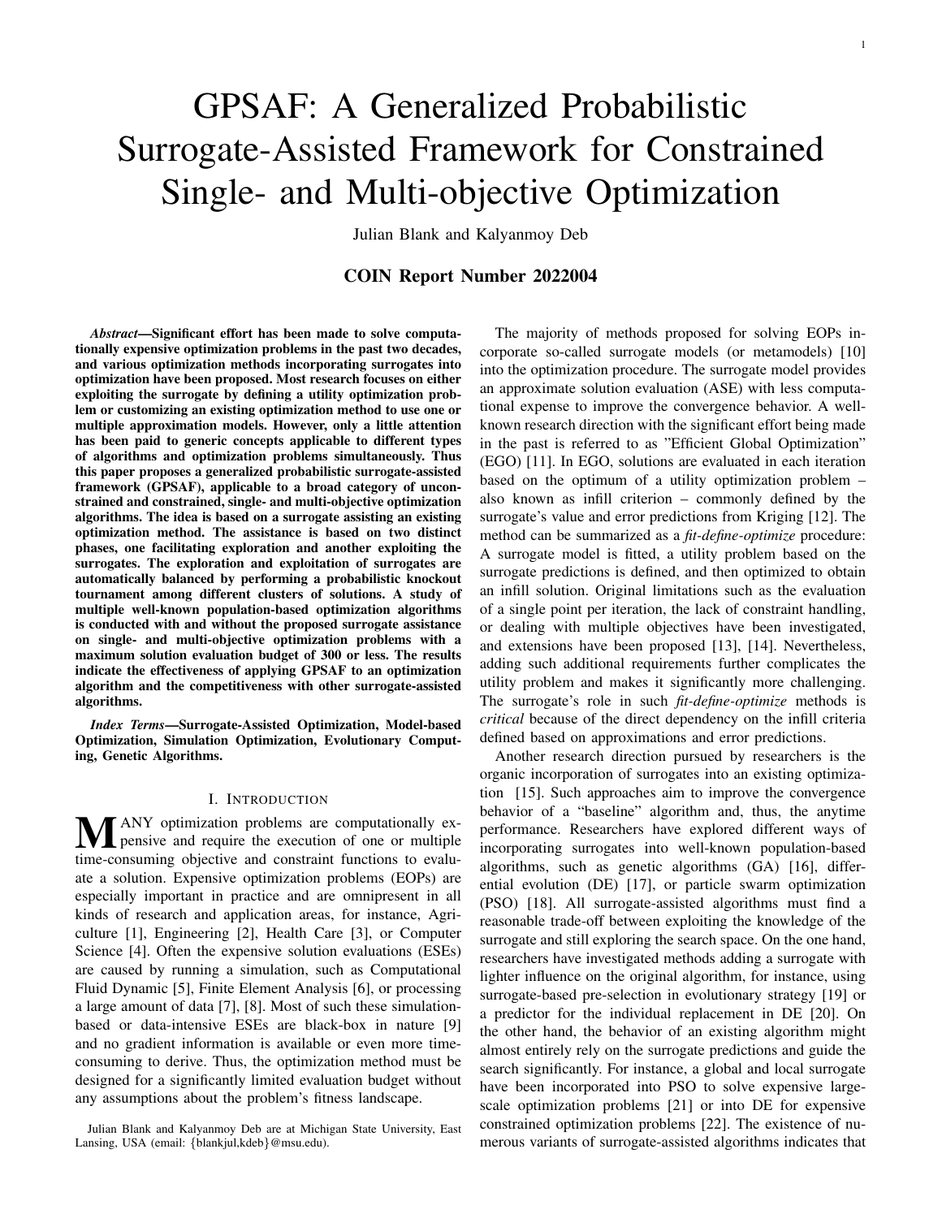# GPSAF: A Generalized Probabilistic Surrogate-Assisted Framework for Constrained Single- and Multi-objective Optimization

Julian Blank and Kalyanmoy Deb

**COIN Report Number 2022004**

***Abstract*—Significant effort has been made to solve computationally expensive optimization problems in the past two decades, and various optimization methods incorporating surrogates into optimization have been proposed. Most research focuses on either exploiting the surrogate by defining a utility optimization problem or customizing an existing optimization method to use one or multiple approximation models. However, only a little attention has been paid to generic concepts applicable to different types of algorithms and optimization problems simultaneously. Thus this paper proposes a generalized probabilistic surrogate-assisted framework (GPSAF), applicable to a broad category of unconstrained and constrained, single- and multi-objective optimization algorithms. The idea is based on a surrogate assisting an existing optimization method. The assistance is based on two distinct phases, one facilitating exploration and another exploiting the surrogates. The exploration and exploitation of surrogates are automatically balanced by performing a probabilistic knockout tournament among different clusters of solutions. A study of multiple well-known population-based optimization algorithms is conducted with and without the proposed surrogate assistance on single- and multi-objective optimization problems with a maximum solution evaluation budget of 300 or less. The results indicate the effectiveness of applying GPSAF to an optimization algorithm and the competitiveness with other surrogate-assisted algorithms.**

***Index Terms*—Surrogate-Assisted Optimization, Model-based Optimization, Simulation Optimization, Evolutionary Computing, Genetic Algorithms.**

## I. Introduction

Many optimization problems are computationally expensive and require the execution of one or multiple time-consuming objective and constraint functions to evaluate a solution. Expensive optimization problems (EOPs) are especially important in practice and are omnipresent in all kinds of research and application areas, for instance, Agriculture [1], Engineering [2], Health Care [3], or Computer Science [4]. Often the expensive solution evaluations (ESEs) are caused by running a simulation, such as Computational Fluid Dynamic [5], Finite Element Analysis [6], or processing a large amount of data [7], [8]. Most of such these simulation-based or data-intensive ESEs are black-box in nature [9] and no gradient information is available or even more time-consuming to derive. Thus, the optimization method must be designed for a significantly limited evaluation budget without any assumptions about the problem's fitness landscape.

Julian Blank and Kalyanmoy Deb are at Michigan State University, East Lansing, USA (email: {blankjul,kdeb}@msu.edu).

The majority of methods proposed for solving EOPs incorporate so-called surrogate models (or metamodels) [10] into the optimization procedure. The surrogate model provides an approximate solution evaluation (ASE) with less computational expense to improve the convergence behavior. A well-known research direction with the significant effort being made in the past is referred to as "Efficient Global Optimization" (EGO) [11]. In EGO, solutions are evaluated in each iteration based on the optimum of a utility optimization problem – also known as infill criterion – commonly defined by the surrogate's value and error predictions from Kriging [12]. The method can be summarized as a *fit-define-optimize* procedure: A surrogate model is fitted, a utility problem based on the surrogate predictions is defined, and then optimized to obtain an infill solution. Original limitations such as the evaluation of a single point per iteration, the lack of constraint handling, or dealing with multiple objectives have been investigated, and extensions have been proposed [13], [14]. Nevertheless, adding such additional requirements further complicates the utility problem and makes it significantly more challenging. The surrogate's role in such *fit-define-optimize* methods is *critical* because of the direct dependency on the infill criteria defined based on approximations and error predictions.

Another research direction pursued by researchers is the organic incorporation of surrogates into an existing optimization [15]. Such approaches aim to improve the convergence behavior of a "baseline" algorithm and, thus, the anytime performance. Researchers have explored different ways of incorporating surrogates into well-known population-based algorithms, such as genetic algorithms (GA) [16], differential evolution (DE) [17], or particle swarm optimization (PSO) [18]. All surrogate-assisted algorithms must find a reasonable trade-off between exploiting the knowledge of the surrogate and still exploring the search space. On the one hand, researchers have investigated methods adding a surrogate with lighter influence on the original algorithm, for instance, using surrogate-based pre-selection in evolutionary strategy [19] or a predictor for the individual replacement in DE [20]. On the other hand, the behavior of an existing algorithm might almost entirely rely on the surrogate predictions and guide the search significantly. For instance, a global and local surrogate have been incorporated into PSO to solve expensive large-scale optimization problems [21] or into DE for expensive constrained optimization problems [22]. The existence of numerous variants of surrogate-assisted algorithms indicates that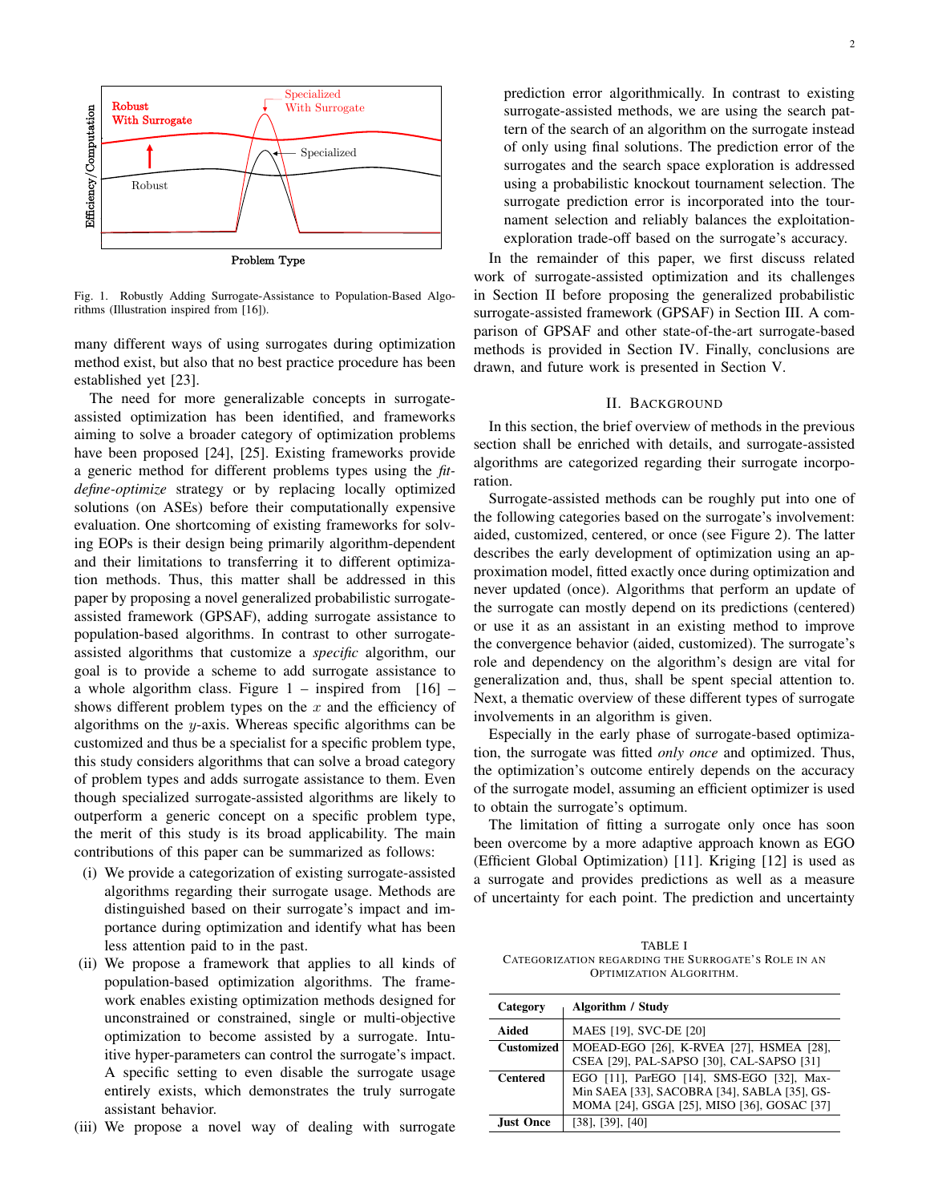Fig. 1. Robustly Adding Surrogate-Assistance to Population-Based Algorithms (Illustration inspired from [16]).

many different ways of using surrogates during optimization method exist, but also that no best practice procedure has been established yet [23].

The need for more generalizable concepts in surrogate-assisted optimization has been identified, and frameworks aiming to solve a broader category of optimization problems have been proposed [24], [25]. Existing frameworks provide a generic method for different problems types using the *fit-define-optimize* strategy or by replacing locally optimized solutions (on ASEs) before their computationally expensive evaluation. One shortcoming of existing frameworks for solving EOPs is their design being primarily algorithm-dependent and their limitations to transferring it to different optimization methods. Thus, this matter shall be addressed in this paper by proposing a novel generalized probabilistic surrogate-assisted framework (GPSAF), adding surrogate assistance to population-based algorithms. In contrast to other surrogate-assisted algorithms that customize a *specific* algorithm, our goal is to provide a scheme to add surrogate assistance to a whole algorithm class. Figure 1 – inspired from [16] – shows different problem types on the $x$ and the efficiency of algorithms on the $y$-axis. Whereas specific algorithms can be customized and thus be a specialist for a specific problem type, this study considers algorithms that can solve a broad category of problem types and adds surrogate assistance to them. Even though specialized surrogate-assisted algorithms are likely to outperform a generic concept on a specific problem type, the merit of this study is its broad applicability. The main contributions of this paper can be summarized as follows:

(i) We provide a categorization of existing surrogate-assisted algorithms regarding their surrogate usage. Methods are distinguished based on their surrogate's impact and importance during optimization and identify what has been less attention paid to in the past.

(ii) We propose a framework that applies to all kinds of population-based optimization algorithms. The framework enables existing optimization methods designed for unconstrained or constrained, single or multi-objective optimization to become assisted by a surrogate. Intuitive hyper-parameters can control the surrogate's impact. A specific setting to even disable the surrogate usage entirely exists, which demonstrates the truly surrogate assistant behavior.

(iii) We propose a novel way of dealing with surrogate prediction error algorithmically. In contrast to existing surrogate-assisted methods, we are using the search pattern of the search of an algorithm on the surrogate instead of only using final solutions. The prediction error of the surrogates and the search space exploration is addressed using a probabilistic knockout tournament selection. The surrogate prediction error is incorporated into the tournament selection and reliably balances the exploitation-exploration trade-off based on the surrogate's accuracy.

In the remainder of this paper, we first discuss related work of surrogate-assisted optimization and its challenges in Section II before proposing the generalized probabilistic surrogate-assisted framework (GPSAF) in Section III. A comparison of GPSAF and other state-of-the-art surrogate-based methods is provided in Section IV. Finally, conclusions are drawn, and future work is presented in Section V.

## II. Background

In this section, the brief overview of methods in the previous section shall be enriched with details, and surrogate-assisted algorithms are categorized regarding their surrogate incorporation.

Surrogate-assisted methods can be roughly put into one of the following categories based on the surrogate's involvement: aided, customized, centered, or once (see Figure 2). The latter describes the early development of optimization using an approximation model, fitted exactly once during optimization and never updated (once). Algorithms that perform an update of the surrogate can mostly depend on its predictions (centered) or use it as an assistant in an existing method to improve the convergence behavior (aided, customized). The surrogate's role and dependency on the algorithm's design are vital for generalization and, thus, shall be spent special attention to. Next, a thematic overview of these different types of surrogate involvements in an algorithm is given.

Especially in the early phase of surrogate-based optimization, the surrogate was fitted *only once* and optimized. Thus, the optimization's outcome entirely depends on the accuracy of the surrogate model, assuming an efficient optimizer is used to obtain the surrogate's optimum.

The limitation of fitting a surrogate only once has soon been overcome by a more adaptive approach known as EGO (Efficient Global Optimization) [11]. Kriging [12] is used as a surrogate and provides predictions as well as a measure of uncertainty for each point. The prediction and uncertainty

TABLE I
Categorization regarding the Surrogate's Role in an Optimization Algorithm.

| Category | Algorithm / Study |
|---|---|
| **Aided** | MAES [19], SVC-DE [20] |
| **Customized** | MOEAD-EGO [26], K-RVEA [27], HSMEA [28], CSEA [29], PAL-SAPSO [30], CAL-SAPSO [31] |
| **Centered** | EGO [11], ParEGO [14], SMS-EGO [32], Max-Min SAEA [33], SACOBRA [34], SABLA [35], GS-MOMA [24], GSGA [25], MISO [36], GOSAC [37] |
| **Just Once** | [38], [39], [40] |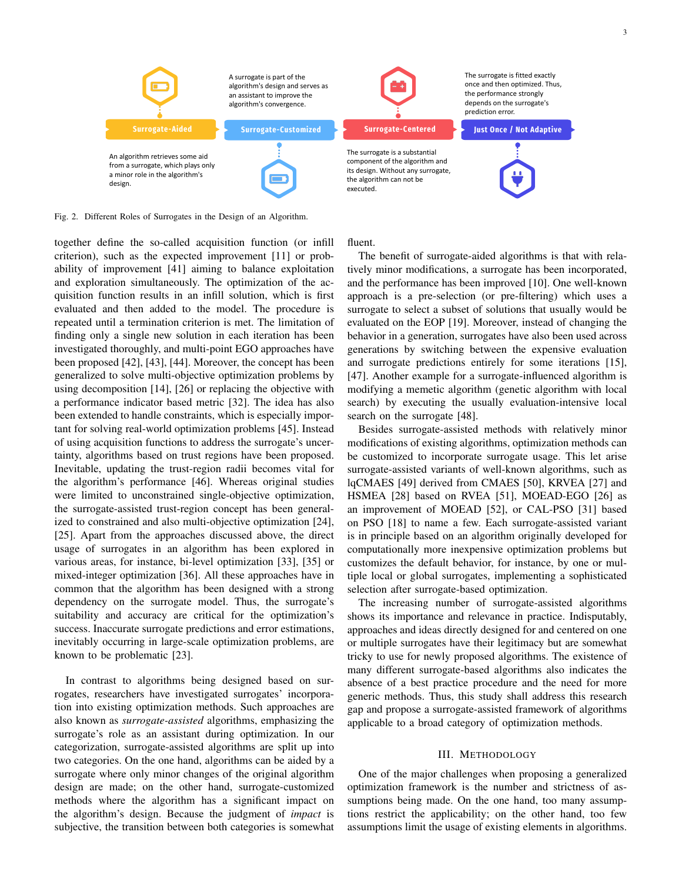A surrogate is part of the algorithm's design and serves as an assistant to improve the algorithm's convergence.

The surrogate is fitted exactly once and then optimized. Thus, the performance strongly depends on the surrogate's prediction error.

**Surrogate-Aided** | **Surrogate-Customized** | **Surrogate-Centered** | **Just Once / Not Adaptive**

An algorithm retrieves some aid from a surrogate, which plays only a minor role in the algorithm's design.

The surrogate is a substantial component of the algorithm and its design. Without any surrogate, the algorithm can not be executed.

Fig. 2. Different Roles of Surrogates in the Design of an Algorithm.

together define the so-called acquisition function (or infill criterion), such as the expected improvement [11] or probability of improvement [41] aiming to balance exploitation and exploration simultaneously. The optimization of the acquisition function results in an infill solution, which is first evaluated and then added to the model. The procedure is repeated until a termination criterion is met. The limitation of finding only a single new solution in each iteration has been investigated thoroughly, and multi-point EGO approaches have been proposed [42], [43], [44]. Moreover, the concept has been generalized to solve multi-objective optimization problems by using decomposition [14], [26] or replacing the objective with a performance indicator based metric [32]. The idea has also been extended to handle constraints, which is especially important for solving real-world optimization problems [45]. Instead of using acquisition functions to address the surrogate's uncertainty, algorithms based on trust regions have been proposed. Inevitable, updating the trust-region radii becomes vital for the algorithm's performance [46]. Whereas original studies were limited to unconstrained single-objective optimization, the surrogate-assisted trust-region concept has been generalized to constrained and also multi-objective optimization [24], [25]. Apart from the approaches discussed above, the direct usage of surrogates in an algorithm has been explored in various areas, for instance, bi-level optimization [33], [35] or mixed-integer optimization [36]. All these approaches have in common that the algorithm has been designed with a strong dependency on the surrogate model. Thus, the surrogate's suitability and accuracy are critical for the optimization's success. Inaccurate surrogate predictions and error estimations, inevitably occurring in large-scale optimization problems, are known to be problematic [23].

In contrast to algorithms being designed based on surrogates, researchers have investigated surrogates' incorporation into existing optimization methods. Such approaches are also known as *surrogate-assisted* algorithms, emphasizing the surrogate's role as an assistant during optimization. In our categorization, surrogate-assisted algorithms are split up into two categories. On the one hand, algorithms can be aided by a surrogate where only minor changes of the original algorithm design are made; on the other hand, surrogate-customized methods where the algorithm has a significant impact on the algorithm's design. Because the judgment of *impact* is subjective, the transition between both categories is somewhat fluent.

The benefit of surrogate-aided algorithms is that with relatively minor modifications, a surrogate has been incorporated, and the performance has been improved [10]. One well-known approach is a pre-selection (or pre-filtering) which uses a surrogate to select a subset of solutions that usually would be evaluated on the EOP [19]. Moreover, instead of changing the behavior in a generation, surrogates have also been used across generations by switching between the expensive evaluation and surrogate predictions entirely for some iterations [15], [47]. Another example for a surrogate-influenced algorithm is modifying a memetic algorithm (genetic algorithm with local search) by executing the usually evaluation-intensive local search on the surrogate [48].

Besides surrogate-assisted methods with relatively minor modifications of existing algorithms, optimization methods can be customized to incorporate surrogate usage. This let arise surrogate-assisted variants of well-known algorithms, such as lqCMAES [49] derived from CMAES [50], KRVEA [27] and HSMEA [28] based on RVEA [51], MOEAD-EGO [26] as an improvement of MOEAD [52], or CAL-PSO [31] based on PSO [18] to name a few. Each surrogate-assisted variant is in principle based on an algorithm originally developed for computationally more inexpensive optimization problems but customizes the default behavior, for instance, by one or multiple local or global surrogates, implementing a sophisticated selection after surrogate-based optimization.

The increasing number of surrogate-assisted algorithms shows its importance and relevance in practice. Indisputably, approaches and ideas directly designed for and centered on one or multiple surrogates have their legitimacy but are somewhat tricky to use for newly proposed algorithms. The existence of many different surrogate-based algorithms also indicates the absence of a best practice procedure and the need for more generic methods. Thus, this study shall address this research gap and propose a surrogate-assisted framework of algorithms applicable to a broad category of optimization methods.

## III. Methodology

One of the major challenges when proposing a generalized optimization framework is the number and strictness of assumptions being made. On the one hand, too many assumptions restrict the applicability; on the other hand, too few assumptions limit the usage of existing elements in algorithms.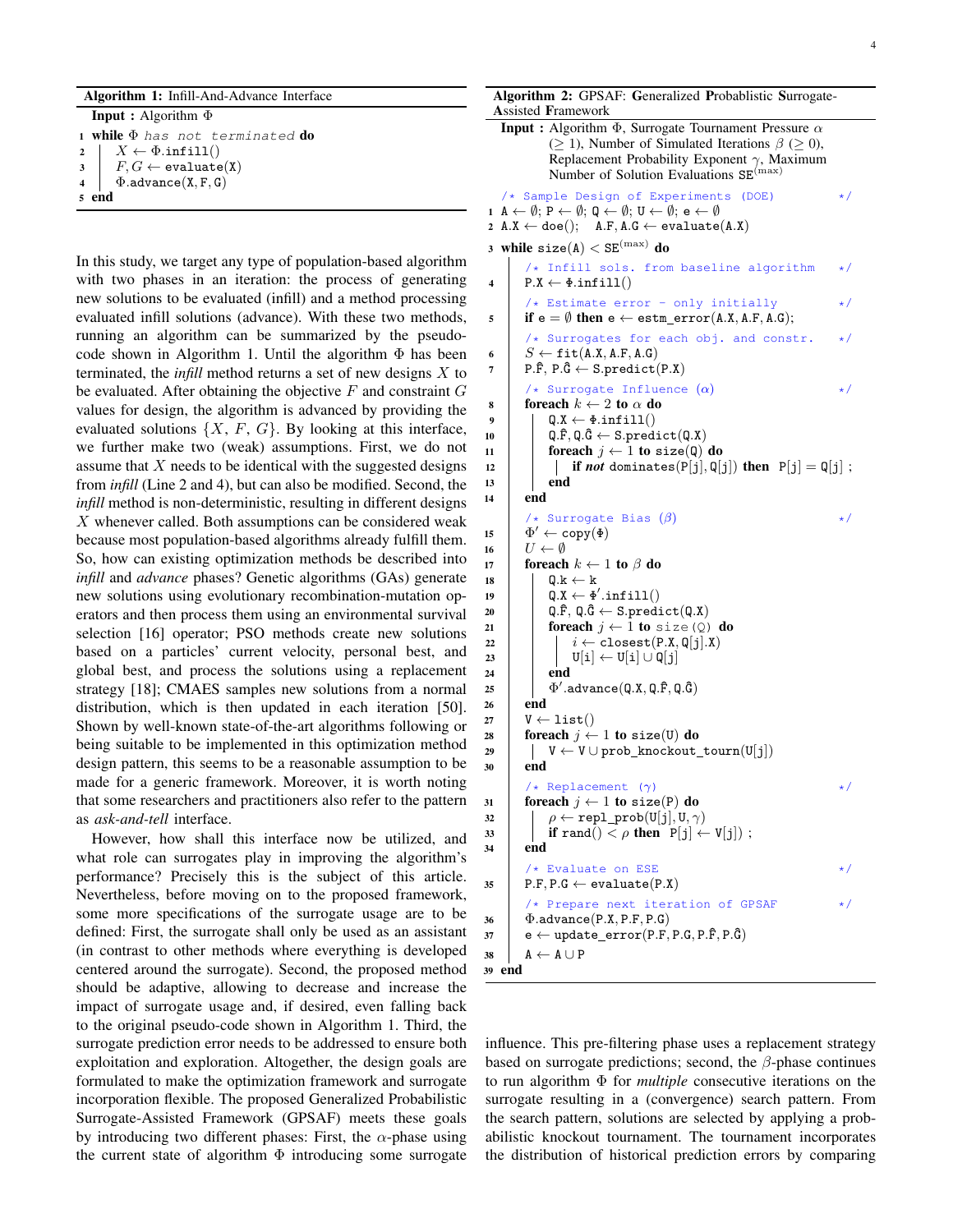**Algorithm 1:** Infill-And-Advance Interface

```
Input : Algorithm Φ
1 while Φ has not terminated do
2     X ← Φ.infill()
3     F, G ← evaluate(X)
4     Φ.advance(X, F, G)
5 end
```

In this study, we target any type of population-based algorithm with two phases in an iteration: the process of generating new solutions to be evaluated (infill) and a method processing evaluated infill solutions (advance). With these two methods, running an algorithm can be summarized by the pseudo-code shown in Algorithm 1. Until the algorithm $\Phi$ has been terminated, the *infill* method returns a set of new designs $X$ to be evaluated. After obtaining the objective $F$ and constraint $G$ values for design, the algorithm is advanced by providing the evaluated solutions $\{X, F, G\}$. By looking at this interface, we further make two (weak) assumptions. First, we do not assume that $X$ needs to be identical with the suggested designs from *infill* (Line 2 and 4), but can also be modified. Second, the *infill* method is non-deterministic, resulting in different designs $X$ whenever called. Both assumptions can be considered weak because most population-based algorithms already fulfill them. So, how can existing optimization methods be described into *infill* and *advance* phases? Genetic algorithms (GAs) generate new solutions using evolutionary recombination-mutation operators and then process them using an environmental survival selection [16] operator; PSO methods create new solutions based on a particles' current velocity, personal best, and global best, and process the solutions using a replacement strategy [18]; CMAES samples new solutions from a normal distribution, which is then updated in each iteration [50]. Shown by well-known state-of-the-art algorithms following or being suitable to be implemented in this optimization method design pattern, this seems to be a reasonable assumption to be made for a generic framework. Moreover, it is worth noting that some researchers and practitioners also refer to the pattern as *ask-and-tell* interface.

However, how shall this interface now be utilized, and what role can surrogates play in improving the algorithm's performance? Precisely this is the subject of this article. Nevertheless, before moving on to the proposed framework, some more specifications of the surrogate usage are to be defined: First, the surrogate shall only be used as an assistant (in contrast to other methods where everything is developed centered around the surrogate). Second, the proposed method should be adaptive, allowing to decrease and increase the impact of surrogate usage and, if desired, even falling back to the original pseudo-code shown in Algorithm 1. Third, the surrogate prediction error needs to be addressed to ensure both exploitation and exploration. Altogether, the design goals are formulated to make the optimization framework and surrogate incorporation flexible. The proposed Generalized Probabilistic Surrogate-Assisted Framework (GPSAF) meets these goals by introducing two different phases: First, the $\alpha$-phase using the current state of algorithm $\Phi$ introducing some surrogate

**Algorithm 2:** GPSAF: **G**eneralized **P**robablistic **S**urrogate-**A**ssisted **F**ramework

```
Input : Algorithm Φ, Surrogate Tournament Pressure α
        (≥ 1), Number of Simulated Iterations β (≥ 0),
        Replacement Probability Exponent γ, Maximum
        Number of Solution Evaluations SE^(max)
   /* Sample Design of Experiments (DOE)              */
1  A ← ∅; P ← ∅; Q ← ∅; U ← ∅; e ← ∅
2  A.X ← doe();   A.F, A.G ← evaluate(A.X)
3  while size(A) < SE^(max) do
       /* Infill sols. from baseline algorithm        */
4      P.X ← Φ.infill()
       /* Estimate error - only initially             */
5      if e = ∅ then e ← estm_error(A.X, A.F, A.G);
       /* Surrogates for each obj. and constr.        */
6      S ← fit(A.X, A.F, A.G)
7      P.F̂, P.Ĝ ← S.predict(P.X)
       /* Surrogate Influence (α)                     */
8      foreach k ← 2 to α do
9          Q.X ← Φ.infill()
10         Q.F̂, Q.Ĝ ← S.predict(Q.X)
11         foreach j ← 1 to size(Q) do
12             if not dominates(P[j], Q[j]) then P[j] = Q[j] ;
13         end
14     end
       /* Surrogate Bias (β)                          */
15     Φ' ← copy(Φ)
16     U ← ∅
17     foreach k ← 1 to β do
18         Q.k ← k
19         Q.X ← Φ'.infill()
20         Q.F̂, Q.Ĝ ← S.predict(Q.X)
21         foreach j ← 1 to size(Q) do
22             i ← closest(P.X, Q[j].X)
23             U[i] ← U[i] ∪ Q[j]
24         end
25         Φ'.advance(Q.X, Q.F̂, Q.Ĝ)
26     end
27     V ← list()
28     foreach j ← 1 to size(U) do
29         V ← V ∪ prob_knockout_tourn(U[j])
30     end
       /* Replacement (γ)                             */
31     foreach j ← 1 to size(P) do
32         ρ ← repl_prob(U[j], U, γ)
33         if rand() < ρ then P[j] ← V[j]) ;
34     end
       /* Evaluate on ESE                             */
35     P.F, P.G ← evaluate(P.X)
       /* Prepare next iteration of GPSAF             */
36     Φ.advance(P.X, P.F, P.G)
37     e ← update_error(P.F, P.G, P.F̂, P.Ĝ)
38     A ← A ∪ P
39 end
```

influence. This pre-filtering phase uses a replacement strategy based on surrogate predictions; second, the $\beta$-phase continues to run algorithm $\Phi$ for *multiple* consecutive iterations on the surrogate resulting in a (convergence) search pattern. From the search pattern, solutions are selected by applying a probabilistic knockout tournament. The tournament incorporates the distribution of historical prediction errors by comparing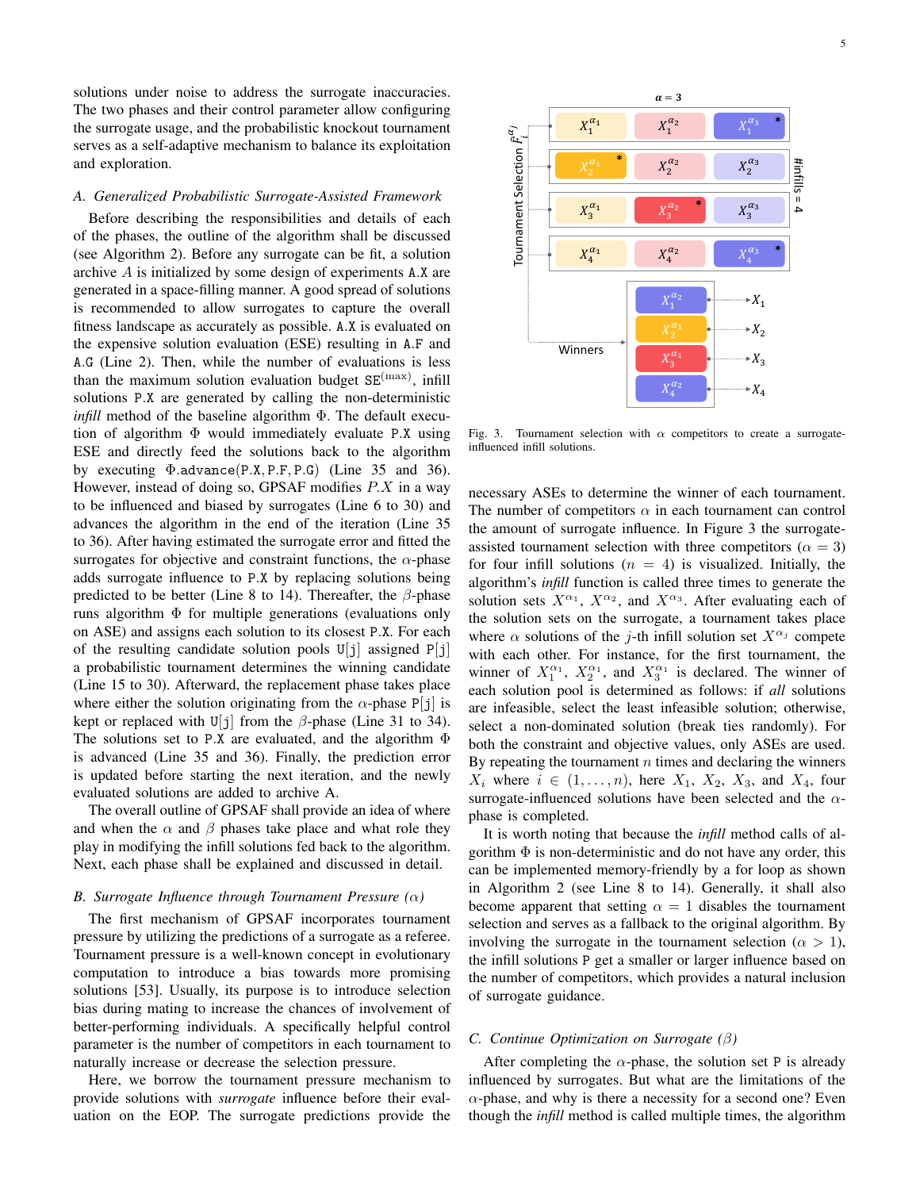solutions under noise to address the surrogate inaccuracies. The two phases and their control parameter allow configuring the surrogate usage, and the probabilistic knockout tournament serves as a self-adaptive mechanism to balance its exploitation and exploration.

### A. Generalized Probabilistic Surrogate-Assisted Framework

Before describing the responsibilities and details of each of the phases, the outline of the algorithm shall be discussed (see Algorithm 2). Before any surrogate can be fit, a solution archive $A$ is initialized by some design of experiments `A.X` are generated in a space-filling manner. A good spread of solutions is recommended to allow surrogates to capture the overall fitness landscape as accurately as possible. `A.X` is evaluated on the expensive solution evaluation (ESE) resulting in `A.F` and `A.G` (Line 2). Then, while the number of evaluations is less than the maximum solution evaluation budget $\texttt{SE}^{(\max)}$, infill solutions `P.X` are generated by calling the non-deterministic *infill* method of the baseline algorithm $\Phi$. The default execution of algorithm $\Phi$ would immediately evaluate `P.X` using ESE and directly feed the solutions back to the algorithm by executing $\Phi$`.advance(P.X, P.F, P.G)` (Line 35 and 36). However, instead of doing so, GPSAF modifies $P.X$ in a way to be influenced and biased by surrogates (Line 6 to 30) and advances the algorithm in the end of the iteration (Line 35 to 36). After having estimated the surrogate error and fitted the surrogates for objective and constraint functions, the $\alpha$-phase adds surrogate influence to `P.X` by replacing solutions being predicted to be better (Line 8 to 14). Thereafter, the $\beta$-phase runs algorithm $\Phi$ for multiple generations (evaluations only on ASE) and assigns each solution to its closest `P.X`. For each of the resulting candidate solution pools `U[j]` assigned `P[j]` a probabilistic tournament determines the winning candidate (Line 15 to 30). Afterward, the replacement phase takes place where either the solution originating from the $\alpha$-phase `P[j]` is kept or replaced with `U[j]` from the $\beta$-phase (Line 31 to 34). The solutions set to `P.X` are evaluated, and the algorithm $\Phi$ is advanced (Line 35 and 36). Finally, the prediction error is updated before starting the next iteration, and the newly evaluated solutions are added to archive A.

The overall outline of GPSAF shall provide an idea of where and when the $\alpha$ and $\beta$ phases take place and what role they play in modifying the infill solutions fed back to the algorithm. Next, each phase shall be explained and discussed in detail.

### B. Surrogate Influence through Tournament Pressure ($\alpha$)

The first mechanism of GPSAF incorporates tournament pressure by utilizing the predictions of a surrogate as a referee. Tournament pressure is a well-known concept in evolutionary computation to introduce a bias towards more promising solutions [53]. Usually, its purpose is to introduce selection bias during mating to increase the chances of involvement of better-performing individuals. A specifically helpful control parameter is the number of competitors in each tournament to naturally increase or decrease the selection pressure.

Here, we borrow the tournament pressure mechanism to provide solutions with *surrogate* influence before their evaluation on the EOP. The surrogate predictions provide the necessary ASEs to determine the winner of each tournament. The number of competitors $\alpha$ in each tournament can control the amount of surrogate influence. In Figure 3 the surrogate-assisted tournament selection with three competitors ($\alpha = 3$) for four infill solutions ($n = 4$) is visualized. Initially, the algorithm's *infill* function is called three times to generate the solution sets $X^{\alpha_1}$, $X^{\alpha_2}$, and $X^{\alpha_3}$. After evaluating each of the solution sets on the surrogate, a tournament takes place where $\alpha$ solutions of the $j$-th infill solution set $X^{\alpha_j}$ compete with each other. For instance, for the first tournament, the winner of $X_1^{\alpha_1}$, $X_2^{\alpha_1}$, and $X_3^{\alpha_1}$ is declared. The winner of each solution pool is determined as follows: if *all* solutions are infeasible, select the least infeasible solution; otherwise, select a non-dominated solution (break ties randomly). For both the constraint and objective values, only ASEs are used. By repeating the tournament $n$ times and declaring the winners $X_i$ where $i \in (1, \ldots, n)$, here $X_1$, $X_2$, $X_3$, and $X_4$, four surrogate-influenced solutions have been selected and the $\alpha$-phase is completed.

Fig. 3. Tournament selection with $\alpha$ competitors to create a surrogate-influenced infill solutions.

It is worth noting that because the *infill* method calls of algorithm $\Phi$ is non-deterministic and do not have any order, this can be implemented memory-friendly by a for loop as shown in Algorithm 2 (see Line 8 to 14). Generally, it shall also become apparent that setting $\alpha = 1$ disables the tournament selection and serves as a fallback to the original algorithm. By involving the surrogate in the tournament selection ($\alpha > 1$), the infill solutions `P` get a smaller or larger influence based on the number of competitors, which provides a natural inclusion of surrogate guidance.

### C. Continue Optimization on Surrogate ($\beta$)

After completing the $\alpha$-phase, the solution set `P` is already influenced by surrogates. But what are the limitations of the $\alpha$-phase, and why is there a necessity for a second one? Even though the *infill* method is called multiple times, the algorithm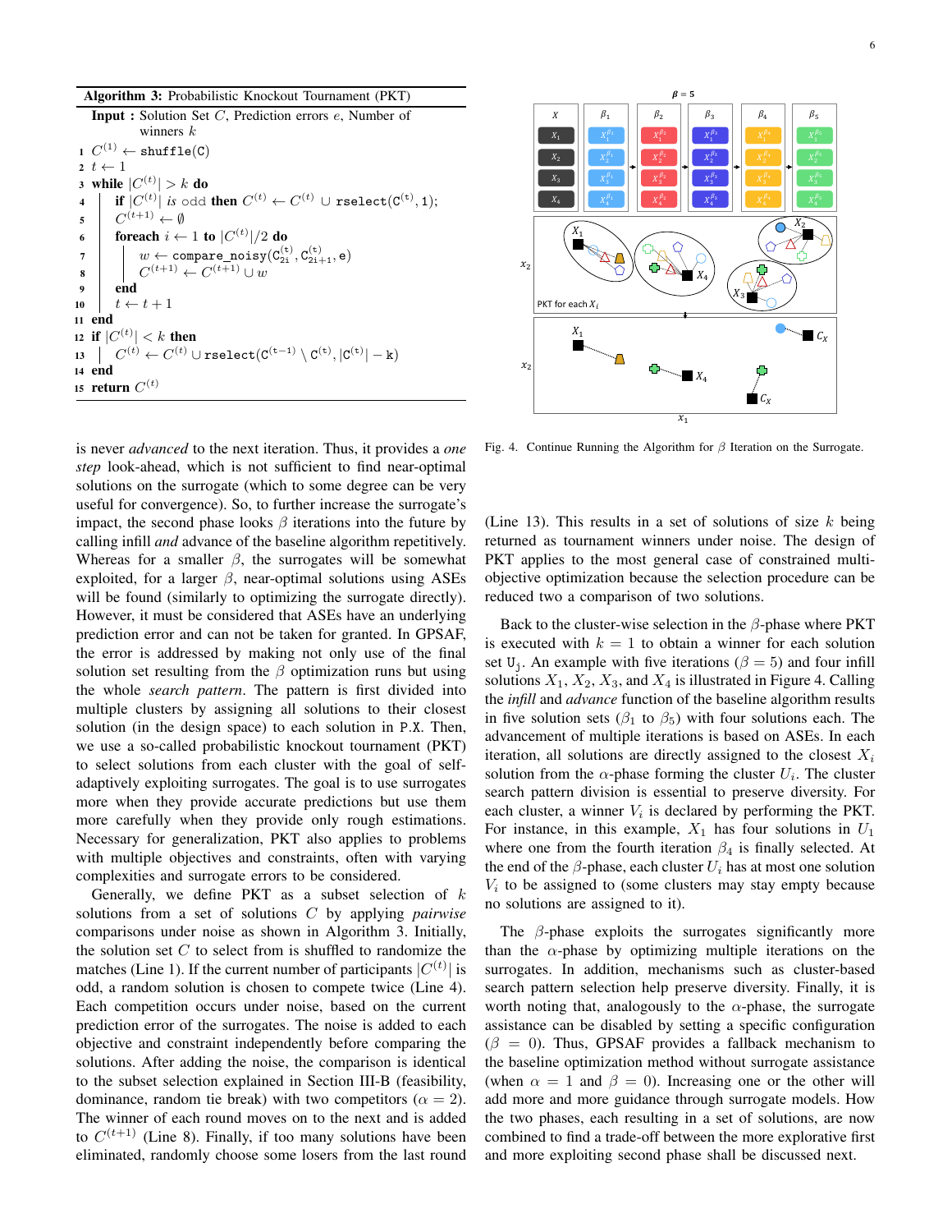**Algorithm 3:** Probabilistic Knockout Tournament (PKT)

```
Input : Solution Set C, Prediction errors e, Number of
        winners k
1  C^(1) ← shuffle(C)
2  t ← 1
3  while |C^(t)| > k do
4      if |C^(t)| is odd then C^(t) ← C^(t) ∪ rselect(C^(t), 1);
5      C^(t+1) ← ∅
6      foreach i ← 1 to |C^(t)|/2 do
7          w ← compare_noisy(C^(t)_2i, C^(t)_2i+1, e)
8          C^(t+1) ← C^(t+1) ∪ w
9      end
10     t ← t + 1
11 end
12 if |C^(t)| < k then
13     C^(t) ← C^(t) ∪ rselect(C^(t-1) \ C^(t), |C^(t)| − k)
14 end
15 return C^(t)
```

is never *advanced* to the next iteration. Thus, it provides a *one step* look-ahead, which is not sufficient to find near-optimal solutions on the surrogate (which to some degree can be very useful for convergence). So, to further increase the surrogate's impact, the second phase looks $\beta$ iterations into the future by calling infill *and* advance of the baseline algorithm repetitively. Whereas for a smaller $\beta$, the surrogates will be somewhat exploited, for a larger $\beta$, near-optimal solutions using ASEs will be found (similarly to optimizing the surrogate directly). However, it must be considered that ASEs have an underlying prediction error and can not be taken for granted. In GPSAF, the error is addressed by making not only use of the final solution set resulting from the $\beta$ optimization runs but using the whole *search pattern*. The pattern is first divided into multiple clusters by assigning all solutions to their closest solution (in the design space) to each solution in P.X. Then, we use a so-called probabilistic knockout tournament (PKT) to select solutions from each cluster with the goal of self-adaptively exploiting surrogates. The goal is to use surrogates more when they provide accurate predictions but use them more carefully when they provide only rough estimations. Necessary for generalization, PKT also applies to problems with multiple objectives and constraints, often with varying complexities and surrogate errors to be considered.

Generally, we define PKT as a subset selection of $k$ solutions from a set of solutions $C$ by applying *pairwise* comparisons under noise as shown in Algorithm 3. Initially, the solution set $C$ to select from is shuffled to randomize the matches (Line 1). If the current number of participants $|C^{(t)}|$ is odd, a random solution is chosen to compete twice (Line 4). Each competition occurs under noise, based on the current prediction error of the surrogates. The noise is added to each objective and constraint independently before comparing the solutions. After adding the noise, the comparison is identical to the subset selection explained in Section III-B (feasibility, dominance, random tie break) with two competitors ($\alpha = 2$). The winner of each round moves on to the next and is added to $C^{(t+1)}$ (Line 8). Finally, if too many solutions have been eliminated, randomly choose some losers from the last round (Line 13). This results in a set of solutions of size $k$ being returned as tournament winners under noise. The design of PKT applies to the most general case of constrained multi-objective optimization because the selection procedure can be reduced two a comparison of two solutions.

Fig. 4. Continue Running the Algorithm for $\beta$ Iteration on the Surrogate.

Back to the cluster-wise selection in the $\beta$-phase where PKT is executed with $k = 1$ to obtain a winner for each solution set $\mathtt{U_j}$. An example with five iterations ($\beta = 5$) and four infill solutions $X_1$, $X_2$, $X_3$, and $X_4$ is illustrated in Figure 4. Calling the *infill* and *advance* function of the baseline algorithm results in five solution sets ($\beta_1$ to $\beta_5$) with four solutions each. The advancement of multiple iterations is based on ASEs. In each iteration, all solutions are directly assigned to the closest $X_i$ solution from the $\alpha$-phase forming the cluster $U_i$. The cluster search pattern division is essential to preserve diversity. For each cluster, a winner $V_i$ is declared by performing the PKT. For instance, in this example, $X_1$ has four solutions in $U_1$ where one from the fourth iteration $\beta_4$ is finally selected. At the end of the $\beta$-phase, each cluster $U_i$ has at most one solution $V_i$ to be assigned to (some clusters may stay empty because no solutions are assigned to it).

The $\beta$-phase exploits the surrogates significantly more than the $\alpha$-phase by optimizing multiple iterations on the surrogates. In addition, mechanisms such as cluster-based search pattern selection help preserve diversity. Finally, it is worth noting that, analogously to the $\alpha$-phase, the surrogate assistance can be disabled by setting a specific configuration ($\beta = 0$). Thus, GPSAF provides a fallback mechanism to the baseline optimization method without surrogate assistance (when $\alpha = 1$ and $\beta = 0$). Increasing one or the other will add more and more guidance through surrogate models. How the two phases, each resulting in a set of solutions, are now combined to find a trade-off between the more explorative first and more exploiting second phase shall be discussed next.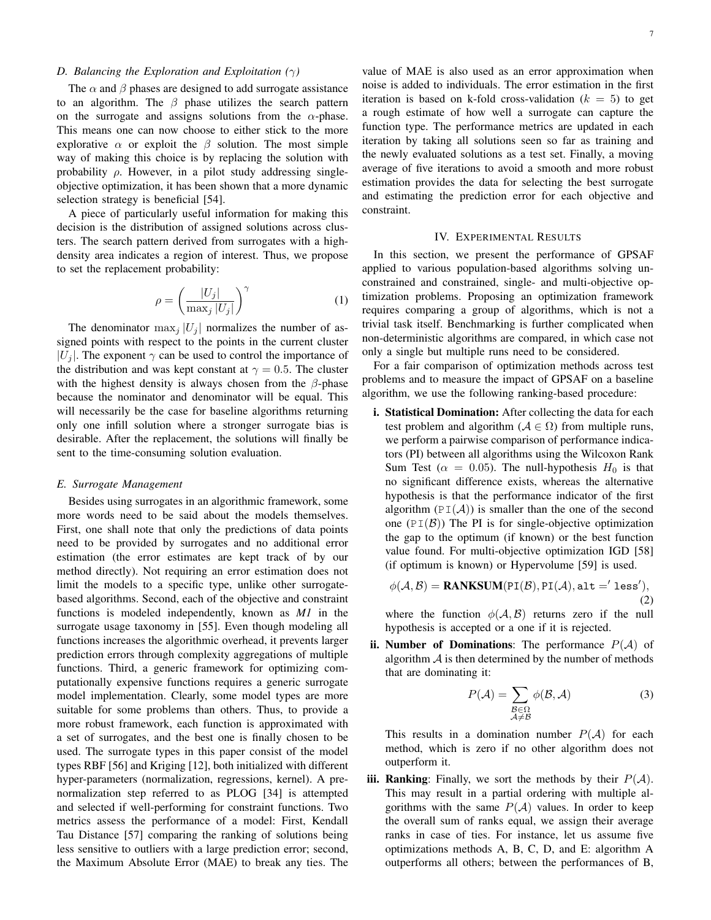### D. Balancing the Exploration and Exploitation ($\gamma$)

The $\alpha$ and $\beta$ phases are designed to add surrogate assistance to an algorithm. The $\beta$ phase utilizes the search pattern on the surrogate and assigns solutions from the $\alpha$-phase. This means one can now choose to either stick to the more explorative $\alpha$ or exploit the $\beta$ solution. The most simple way of making this choice is by replacing the solution with probability $\rho$. However, in a pilot study addressing single-objective optimization, it has been shown that a more dynamic selection strategy is beneficial [54].

A piece of particularly useful information for making this decision is the distribution of assigned solutions across clusters. The search pattern derived from surrogates with a high-density area indicates a region of interest. Thus, we propose to set the replacement probability:

$$\rho = \left( \frac{|U_j|}{\max_j |U_j|} \right)^{\gamma} \tag{1}$$

The denominator $\max_j |U_j|$ normalizes the number of assigned points with respect to the points in the current cluster $|U_j|$. The exponent $\gamma$ can be used to control the importance of the distribution and was kept constant at $\gamma = 0.5$. The cluster with the highest density is always chosen from the $\beta$-phase because the nominator and denominator will be equal. This will necessarily be the case for baseline algorithms returning only one infill solution where a stronger surrogate bias is desirable. After the replacement, the solutions will finally be sent to the time-consuming solution evaluation.

### E. Surrogate Management

Besides using surrogates in an algorithmic framework, some more words need to be said about the models themselves. First, one shall note that only the predictions of data points need to be provided by surrogates and no additional error estimation (the error estimates are kept track of by our method directly). Not requiring an error estimation does not limit the models to a specific type, unlike other surrogate-based algorithms. Second, each of the objective and constraint functions is modeled independently, known as *M1* in the surrogate usage taxonomy in [55]. Even though modeling all functions increases the algorithmic overhead, it prevents larger prediction errors through complexity aggregations of multiple functions. Third, a generic framework for optimizing computationally expensive functions requires a generic surrogate model implementation. Clearly, some model types are more suitable for some problems than others. Thus, to provide a more robust framework, each function is approximated with a set of surrogates, and the best one is finally chosen to be used. The surrogate types in this paper consist of the model types RBF [56] and Kriging [12], both initialized with different hyper-parameters (normalization, regressions, kernel). A pre-normalization step referred to as PLOG [34] is attempted and selected if well-performing for constraint functions. Two metrics assess the performance of a model: First, Kendall Tau Distance [57] comparing the ranking of solutions being less sensitive to outliers with a large prediction error; second, the Maximum Absolute Error (MAE) to break any ties. The value of MAE is also used as an error approximation when noise is added to individuals. The error estimation in the first iteration is based on k-fold cross-validation ($k = 5$) to get a rough estimate of how well a surrogate can capture the function type. The performance metrics are updated in each iteration by taking all solutions seen so far as training and the newly evaluated solutions as a test set. Finally, a moving average of five iterations to avoid a smooth and more robust estimation provides the data for selecting the best surrogate and estimating the prediction error for each objective and constraint.

## IV. Experimental Results

In this section, we present the performance of GPSAF applied to various population-based algorithms solving unconstrained and constrained, single- and multi-objective optimization problems. Proposing an optimization framework requires comparing a group of algorithms, which is not a trivial task itself. Benchmarking is further complicated when non-deterministic algorithms are compared, in which case not only a single but multiple runs need to be considered.

For a fair comparison of optimization methods across test problems and to measure the impact of GPSAF on a baseline algorithm, we use the following ranking-based procedure:

i. **Statistical Domination:** After collecting the data for each test problem and algorithm ($\mathcal{A} \in \Omega$) from multiple runs, we perform a pairwise comparison of performance indicators (PI) between all algorithms using the Wilcoxon Rank Sum Test ($\alpha = 0.05$). The null-hypothesis $H_0$ is that no significant difference exists, whereas the alternative hypothesis is that the performance indicator of the first algorithm ($\texttt{PI}(\mathcal{A})$) is smaller than the one of the second one ($\texttt{PI}(\mathcal{B})$) The PI is for single-objective optimization the gap to the optimum (if known) or the best function value found. For multi-objective optimization IGD [58] (if optimum is known) or Hypervolume [59] is used.

$$\phi(\mathcal{A}, \mathcal{B}) = \textbf{RANKSUM}(\texttt{PI}(\mathcal{B}), \texttt{PI}(\mathcal{A}), \texttt{alt} = '\texttt{less}'), \tag{2}$$

where the function $\phi(\mathcal{A}, \mathcal{B})$ returns zero if the null hypothesis is accepted or a one if it is rejected.

ii. **Number of Dominations**: The performance $P(\mathcal{A})$ of algorithm $\mathcal{A}$ is then determined by the number of methods that are dominating it:

$$P(\mathcal{A}) = \sum_{\substack{\mathcal{B} \in \Omega \\ \mathcal{A} \neq \mathcal{B}}} \phi(\mathcal{B}, \mathcal{A}) \tag{3}$$

This results in a domination number $P(\mathcal{A})$ for each method, which is zero if no other algorithm does not outperform it.

iii. **Ranking**: Finally, we sort the methods by their $P(\mathcal{A})$. This may result in a partial ordering with multiple algorithms with the same $P(\mathcal{A})$ values. In order to keep the overall sum of ranks equal, we assign their average ranks in case of ties. For instance, let us assume five optimizations methods A, B, C, D, and E: algorithm A outperforms all others; between the performances of B,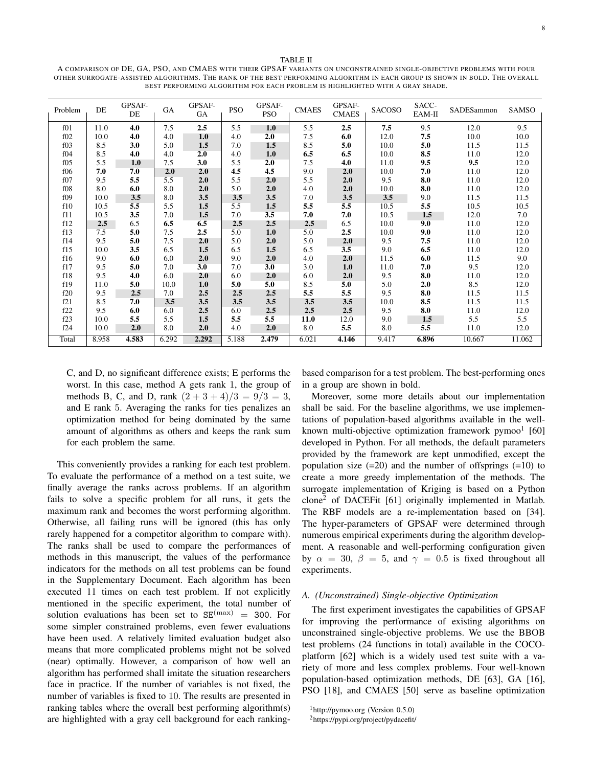TABLE II

A COMPARISON OF DE, GA, PSO, AND CMAES WITH THEIR GPSAF VARIANTS ON UNCONSTRAINED SINGLE-OBJECTIVE PROBLEMS WITH FOUR OTHER SURROGATE-ASSISTED ALGORITHMS. THE RANK OF THE BEST PERFORMING ALGORITHM IN EACH GROUP IS SHOWN IN BOLD. THE OVERALL BEST PERFORMING ALGORITHM FOR EACH PROBLEM IS HIGHLIGHTED WITH A GRAY SHADE.

| Problem | DE | GPSAF-DE | GA | GPSAF-GA | PSO | GPSAF-PSO | CMAES | GPSAF-CMAES | SACOSO | SACC-EAM-II | SADESammon | SAMSO |
|---|---|---|---|---|---|---|---|---|---|---|---|---|
| f01 | 11.0 | **4.0** | 7.5 | **2.5** | 5.5 | **1.0** | 5.5 | **2.5** | **7.5** | 9.5 | 12.0 | 9.5 |
| f02 | 10.0 | **4.0** | 4.0 | **1.0** | 4.0 | **2.0** | 7.5 | **6.0** | 12.0 | **7.5** | 10.0 | 10.0 |
| f03 | 8.5 | **3.0** | 5.0 | **1.5** | 7.0 | **1.5** | 8.5 | **5.0** | 10.0 | **5.0** | 11.5 | 11.5 |
| f04 | 8.5 | **4.0** | 4.0 | **2.0** | 4.0 | **1.0** | **6.5** | **6.5** | 10.0 | **8.5** | 11.0 | 12.0 |
| f05 | 5.5 | **1.0** | 7.5 | **3.0** | 5.5 | **2.0** | 7.5 | **4.0** | 11.0 | **9.5** | **9.5** | 12.0 |
| f06 | **7.0** | **7.0** | **2.0** | **2.0** | **4.5** | **4.5** | 9.0 | **2.0** | 10.0 | **7.0** | 11.0 | 12.0 |
| f07 | 9.5 | **5.5** | 5.5 | **2.0** | 5.5 | **2.0** | 5.5 | **2.0** | 9.5 | **8.0** | 11.0 | 12.0 |
| f08 | 8.0 | **6.0** | 8.0 | **2.0** | 5.0 | **2.0** | 4.0 | **2.0** | 10.0 | **8.0** | 11.0 | 12.0 |
| f09 | 10.0 | **3.5** | 8.0 | **3.5** | **3.5** | **3.5** | 7.0 | **3.5** | **3.5** | 9.0 | 11.5 | 11.5 |
| f10 | 10.5 | **5.5** | 5.5 | **1.5** | 5.5 | **1.5** | **5.5** | **5.5** | 10.5 | **5.5** | 10.5 | 10.5 |
| f11 | 10.5 | **3.5** | 7.0 | **1.5** | 7.0 | **3.5** | **7.0** | **7.0** | 10.5 | **1.5** | 12.0 | 7.0 |
| f12 | **2.5** | 6.5 | **6.5** | **6.5** | **2.5** | **2.5** | **2.5** | 6.5 | 10.0 | **9.0** | 11.0 | 12.0 |
| f13 | 7.5 | **5.0** | 7.5 | **2.5** | 5.0 | **1.0** | 5.0 | **2.5** | 10.0 | **9.0** | 11.0 | 12.0 |
| f14 | 9.5 | **5.0** | 7.5 | **2.0** | 5.0 | **2.0** | 5.0 | **2.0** | 9.5 | **7.5** | 11.0 | 12.0 |
| f15 | 10.0 | **3.5** | 6.5 | **1.5** | 6.5 | **1.5** | 6.5 | **3.5** | 9.0 | **6.5** | 11.0 | 12.0 |
| f16 | 9.0 | **6.0** | 6.0 | **2.0** | 9.0 | **2.0** | 4.0 | **2.0** | 11.5 | **6.0** | 11.5 | 9.0 |
| f17 | 9.5 | **5.0** | 7.0 | **3.0** | 7.0 | **3.0** | 3.0 | **1.0** | 11.0 | **7.0** | 9.5 | 12.0 |
| f18 | 9.5 | **4.0** | 6.0 | **2.0** | 6.0 | **2.0** | 6.0 | **2.0** | 9.5 | **8.0** | 11.0 | 12.0 |
| f19 | 11.0 | **5.0** | 10.0 | **1.0** | **5.0** | **5.0** | 8.5 | **5.0** | 5.0 | **2.0** | 8.5 | 12.0 |
| f20 | 9.5 | **2.5** | 7.0 | **2.5** | **2.5** | **2.5** | **5.5** | **5.5** | 9.5 | **8.0** | 11.5 | 11.5 |
| f21 | 8.5 | **7.0** | **3.5** | **3.5** | **3.5** | **3.5** | **3.5** | **3.5** | 10.0 | **8.5** | 11.5 | 11.5 |
| f22 | 9.5 | **6.0** | 6.0 | **2.5** | 6.0 | **2.5** | **2.5** | **2.5** | 9.5 | **8.0** | 11.0 | 12.0 |
| f23 | 10.0 | **5.5** | 5.5 | **1.5** | **5.5** | **5.5** | **11.0** | 12.0 | 9.0 | **1.5** | 5.5 | 5.5 |
| f24 | 10.0 | **2.0** | 8.0 | **2.0** | 4.0 | **2.0** | 8.0 | **5.5** | 8.0 | **5.5** | 11.0 | 12.0 |
| Total | 8.958 | **4.583** | 6.292 | **2.292** | 5.188 | **2.479** | 6.021 | **4.146** | 9.417 | **6.896** | 10.667 | 11.062 |

C, and D, no significant difference exists; E performs the worst. In this case, method A gets rank 1, the group of methods B, C, and D, rank $(2 + 3 + 4)/3 = 9/3 = 3$, and E rank 5. Averaging the ranks for ties penalizes an optimization method for being dominated by the same amount of algorithms as others and keeps the rank sum for each problem the same.

This conveniently provides a ranking for each test problem. To evaluate the performance of a method on a test suite, we finally average the ranks across problems. If an algorithm fails to solve a specific problem for all runs, it gets the maximum rank and becomes the worst performing algorithm. Otherwise, all failing runs will be ignored (this has only rarely happened for a competitor algorithm to compare with). The ranks shall be used to compare the performances of methods in this manuscript, the values of the performance indicators for the methods on all test problems can be found in the Supplementary Document. Each algorithm has been executed 11 times on each test problem. If not explicitly mentioned in the specific experiment, the total number of solution evaluations has been set to $\texttt{SE}^{(\max)} = 300$. For some simpler constrained problems, even fewer evaluations have been used. A relatively limited evaluation budget also means that more complicated problems might not be solved (near) optimally. However, a comparison of how well an algorithm has performed shall imitate the situation researchers face in practice. If the number of variables is not fixed, the number of variables is fixed to 10. The results are presented in ranking tables where the overall best performing algorithm(s) are highlighted with a gray cell background for each ranking-based comparison for a test problem. The best-performing ones in a group are shown in bold.

Moreover, some more details about our implementation shall be said. For the baseline algorithms, we use implementations of population-based algorithms available in the well-known multi-objective optimization framework pymoo[1] [60] developed in Python. For all methods, the default parameters provided by the framework are kept unmodified, except the population size (=20) and the number of offsprings (=10) to create a more greedy implementation of the methods. The surrogate implementation of Kriging is based on a Python clone[2] of DACEFit [61] originally implemented in Matlab. The RBF models are a re-implementation based on [34]. The hyper-parameters of GPSAF were determined through numerous empirical experiments during the algorithm development. A reasonable and well-performing configuration given by $\alpha = 30$, $\beta = 5$, and $\gamma = 0.5$ is fixed throughout all experiments.

### A. (Unconstrained) Single-objective Optimization

The first experiment investigates the capabilities of GPSAF for improving the performance of existing algorithms on unconstrained single-objective problems. We use the BBOB test problems (24 functions in total) available in the COCO-platform [62] which is a widely used test suite with a variety of more and less complex problems. Four well-known population-based optimization methods, DE [63], GA [16], PSO [18], and CMAES [50] serve as baseline optimization

[1] http://pymoo.org (Version 0.5.0)

[2] https://pypi.org/project/pydacefit/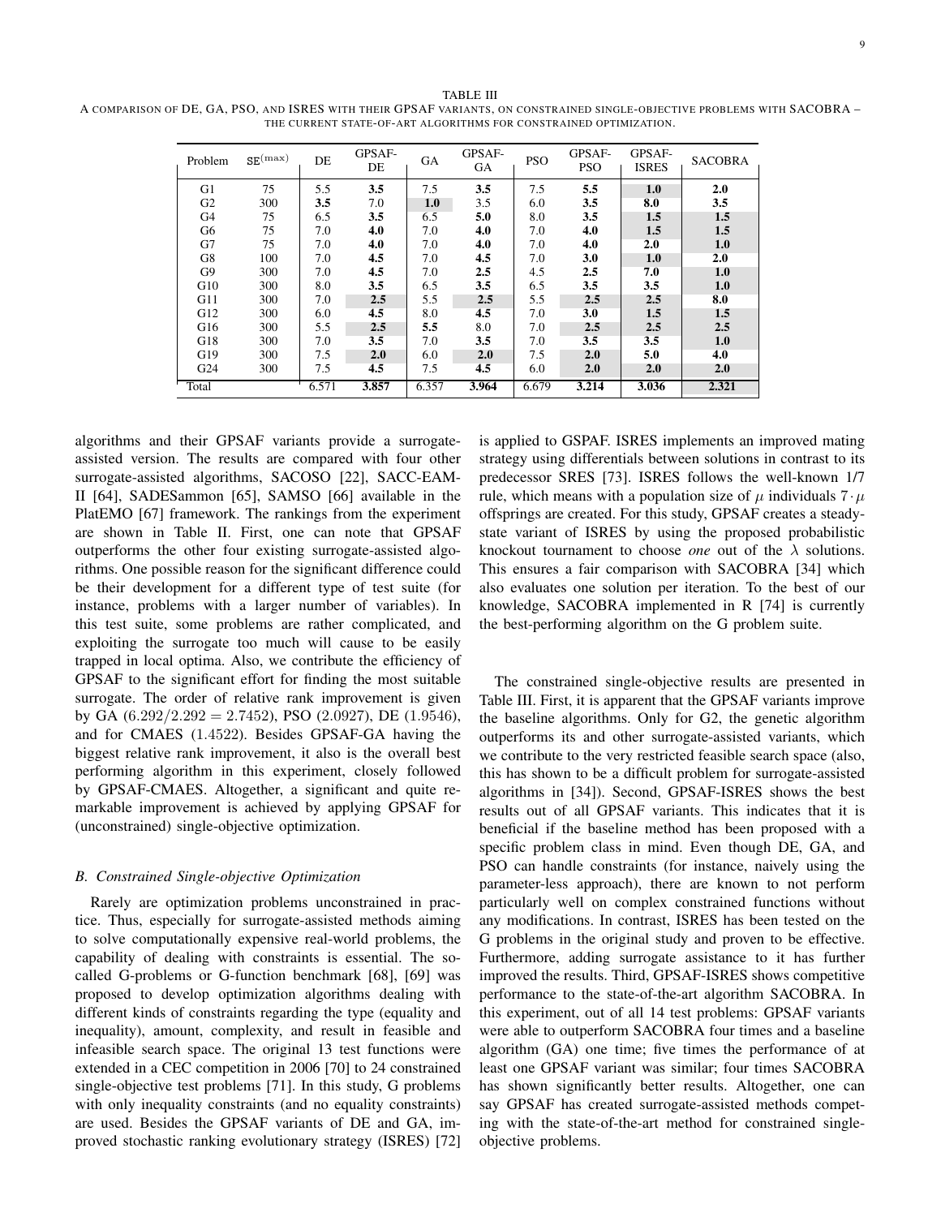TABLE III
A COMPARISON OF DE, GA, PSO, AND ISRES WITH THEIR GPSAF VARIANTS, ON CONSTRAINED SINGLE-OBJECTIVE PROBLEMS WITH SACOBRA – THE CURRENT STATE-OF-ART ALGORITHMS FOR CONSTRAINED OPTIMIZATION.

| Problem | $\mathtt{SE}^{(\max)}$ | DE | GPSAF-DE | GA | GPSAF-GA | PSO | GPSAF-PSO | GPSAF-ISRES | SACOBRA |
|---|---|---|---|---|---|---|---|---|---|
| G1 | 75 | 5.5 | **3.5** | 7.5 | **3.5** | 7.5 | **5.5** | **1.0** | **2.0** |
| G2 | 300 | **3.5** | 7.0 | **1.0** | 3.5 | 6.0 | **3.5** | **8.0** | 3.5 |
| G4 | 75 | 6.5 | **3.5** | 6.5 | **5.0** | 8.0 | **3.5** | **1.5** | **1.5** |
| G6 | 75 | 7.0 | **4.0** | 7.0 | **4.0** | 7.0 | **4.0** | **1.5** | **1.5** |
| G7 | 75 | 7.0 | **4.0** | 7.0 | **4.0** | 7.0 | **4.0** | **2.0** | **1.0** |
| G8 | 100 | 7.0 | **4.5** | 7.0 | **4.5** | 7.0 | **3.0** | **1.0** | **2.0** |
| G9 | 300 | 7.0 | **4.5** | 7.0 | **2.5** | 4.5 | **2.5** | **7.0** | **1.0** |
| G10 | 300 | 8.0 | **3.5** | 6.5 | **3.5** | 6.5 | **3.5** | **3.5** | **1.0** |
| G11 | 300 | 7.0 | **2.5** | 5.5 | **2.5** | 5.5 | **2.5** | **2.5** | **8.0** |
| G12 | 300 | 6.0 | **4.5** | 8.0 | **4.5** | 7.0 | **3.0** | **1.5** | **1.5** |
| G16 | 300 | 5.5 | **2.5** | **5.5** | 8.0 | 7.0 | **2.5** | **2.5** | **2.5** |
| G18 | 300 | 7.0 | **3.5** | 7.0 | **3.5** | 7.0 | **3.5** | **3.5** | **1.0** |
| G19 | 300 | 7.5 | **2.0** | 6.0 | **2.0** | 7.5 | **2.0** | **5.0** | **4.0** |
| G24 | 300 | 7.5 | **4.5** | 7.5 | **4.5** | 6.0 | **2.0** | **2.0** | **2.0** |
| Total | | 6.571 | **3.857** | 6.357 | **3.964** | 6.679 | **3.214** | **3.036** | **2.321** |

algorithms and their GPSAF variants provide a surrogate-assisted version. The results are compared with four other surrogate-assisted algorithms, SACOSO [22], SACC-EAM-II [64], SADESammon [65], SAMSO [66] available in the PlatEMO [67] framework. The rankings from the experiment are shown in Table II. First, one can note that GPSAF outperforms the other four existing surrogate-assisted algorithms. One possible reason for the significant difference could be their development for a different type of test suite (for instance, problems with a larger number of variables). In this test suite, some problems are rather complicated, and exploiting the surrogate too much will cause to be easily trapped in local optima. Also, we contribute the efficiency of GPSAF to the significant effort for finding the most suitable surrogate. The order of relative rank improvement is given by GA ($6.292/2.292 = 2.7452$), PSO ($2.0927$), DE ($1.9546$), and for CMAES ($1.4522$). Besides GPSAF-GA having the biggest relative rank improvement, it also is the overall best performing algorithm in this experiment, closely followed by GPSAF-CMAES. Altogether, a significant and quite remarkable improvement is achieved by applying GPSAF for (unconstrained) single-objective optimization.

### B. Constrained Single-objective Optimization

Rarely are optimization problems unconstrained in practice. Thus, especially for surrogate-assisted methods aiming to solve computationally expensive real-world problems, the capability of dealing with constraints is essential. The so-called G-problems or G-function benchmark [68], [69] was proposed to develop optimization algorithms dealing with different kinds of constraints regarding the type (equality and inequality), amount, complexity, and result in feasible and infeasible search space. The original 13 test functions were extended in a CEC competition in 2006 [70] to 24 constrained single-objective test problems [71]. In this study, G problems with only inequality constraints (and no equality constraints) are used. Besides the GPSAF variants of DE and GA, improved stochastic ranking evolutionary strategy (ISRES) [72] is applied to GSPAF. ISRES implements an improved mating strategy using differentials between solutions in contrast to its predecessor SRES [73]. ISRES follows the well-known 1/7 rule, which means with a population size of $\mu$ individuals $7 \cdot \mu$ offsprings are created. For this study, GPSAF creates a steady-state variant of ISRES by using the proposed probabilistic knockout tournament to choose *one* out of the $\lambda$ solutions. This ensures a fair comparison with SACOBRA [34] which also evaluates one solution per iteration. To the best of our knowledge, SACOBRA implemented in R [74] is currently the best-performing algorithm on the G problem suite.

The constrained single-objective results are presented in Table III. First, it is apparent that the GPSAF variants improve the baseline algorithms. Only for G2, the genetic algorithm outperforms its and other surrogate-assisted variants, which we contribute to the very restricted feasible search space (also, this has shown to be a difficult problem for surrogate-assisted algorithms in [34]). Second, GPSAF-ISRES shows the best results out of all GPSAF variants. This indicates that it is beneficial if the baseline method has been proposed with a specific problem class in mind. Even though DE, GA, and PSO can handle constraints (for instance, naively using the parameter-less approach), there are known to not perform particularly well on complex constrained functions without any modifications. In contrast, ISRES has been tested on the G problems in the original study and proven to be effective. Furthermore, adding surrogate assistance to it has further improved the results. Third, GPSAF-ISRES shows competitive performance to the state-of-the-art algorithm SACOBRA. In this experiment, out of all 14 test problems: GPSAF variants were able to outperform SACOBRA four times and a baseline algorithm (GA) one time; five times the performance of at least one GPSAF variant was similar; four times SACOBRA has shown significantly better results. Altogether, one can say GPSAF has created surrogate-assisted methods competing with the state-of-the-art method for constrained single-objective problems.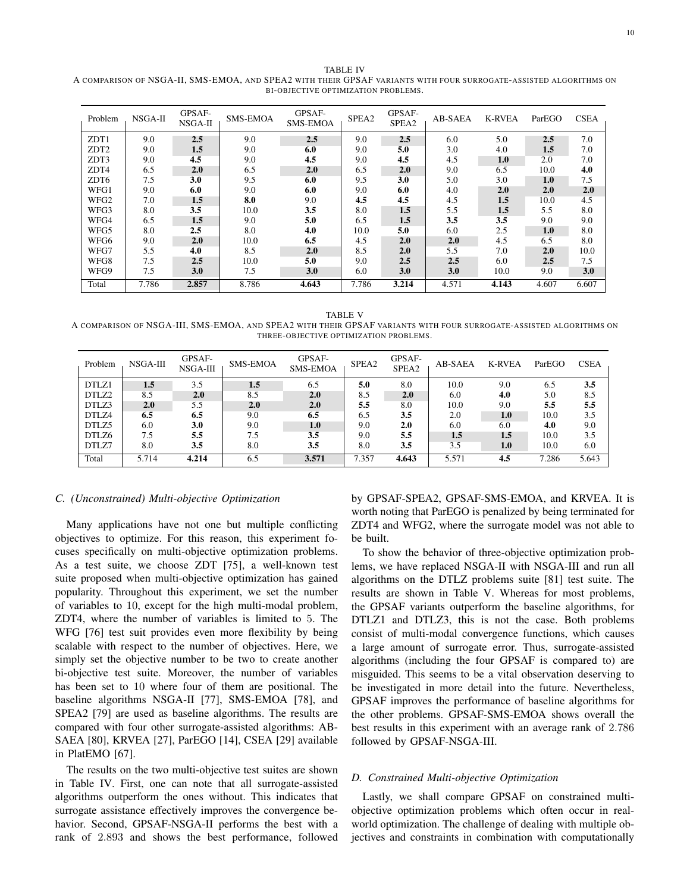TABLE IV
A COMPARISON OF NSGA-II, SMS-EMOA, AND SPEA2 WITH THEIR GPSAF VARIANTS WITH FOUR SURROGATE-ASSISTED ALGORITHMS ON BI-OBJECTIVE OPTIMIZATION PROBLEMS.

| Problem | NSGA-II | GPSAF-NSGA-II | SMS-EMOA | GPSAF-SMS-EMOA | SPEA2 | GPSAF-SPEA2 | AB-SAEA | K-RVEA | ParEGO | CSEA |
|---|---|---|---|---|---|---|---|---|---|---|
| ZDT1 | 9.0 | **2.5** | 9.0 | **2.5** | 9.0 | **2.5** | 6.0 | 5.0 | **2.5** | 7.0 |
| ZDT2 | 9.0 | **1.5** | 9.0 | **6.0** | 9.0 | **5.0** | 3.0 | 4.0 | **1.5** | 7.0 |
| ZDT3 | 9.0 | **4.5** | 9.0 | **4.5** | 9.0 | **4.5** | 4.5 | **1.0** | 2.0 | 7.0 |
| ZDT4 | 6.5 | **2.0** | 6.5 | **2.0** | 6.5 | **2.0** | 9.0 | 6.5 | 10.0 | **4.0** |
| ZDT6 | 7.5 | **3.0** | 9.5 | **6.0** | 9.5 | **3.0** | 5.0 | 3.0 | **1.0** | 7.5 |
| WFG1 | 9.0 | **6.0** | 9.0 | **6.0** | 9.0 | **6.0** | 4.0 | **2.0** | **2.0** | **2.0** |
| WFG2 | 7.0 | **1.5** | **8.0** | 9.0 | **4.5** | **4.5** | 4.5 | **1.5** | 10.0 | 4.5 |
| WFG3 | 8.0 | **3.5** | 10.0 | **3.5** | 8.0 | **1.5** | 5.5 | **1.5** | 5.5 | 8.0 |
| WFG4 | 6.5 | **1.5** | 9.0 | **5.0** | 6.5 | **1.5** | **3.5** | **3.5** | 9.0 | 9.0 |
| WFG5 | 8.0 | **2.5** | 8.0 | **4.0** | 10.0 | **5.0** | 6.0 | 2.5 | **1.0** | 8.0 |
| WFG6 | 9.0 | **2.0** | 10.0 | **6.5** | 4.5 | **2.0** | **2.0** | 4.5 | 6.5 | 8.0 |
| WFG7 | 5.5 | **4.0** | 8.5 | **2.0** | 8.5 | **2.0** | 5.5 | 7.0 | **2.0** | 10.0 |
| WFG8 | 7.5 | **2.5** | 10.0 | **5.0** | 9.0 | **2.5** | **2.5** | 6.0 | **2.5** | 7.5 |
| WFG9 | 7.5 | **3.0** | 7.5 | **3.0** | 6.0 | **3.0** | **3.0** | 10.0 | 9.0 | **3.0** |
| Total | 7.786 | **2.857** | 8.786 | **4.643** | 7.786 | **3.214** | 4.571 | **4.143** | 4.607 | 6.607 |

TABLE V
A COMPARISON OF NSGA-III, SMS-EMOA, AND SPEA2 WITH THEIR GPSAF VARIANTS WITH FOUR SURROGATE-ASSISTED ALGORITHMS ON THREE-OBJECTIVE OPTIMIZATION PROBLEMS.

| Problem | NSGA-III | GPSAF-NSGA-III | SMS-EMOA | GPSAF-SMS-EMOA | SPEA2 | GPSAF-SPEA2 | AB-SAEA | K-RVEA | ParEGO | CSEA |
|---|---|---|---|---|---|---|---|---|---|---|
| DTLZ1 | **1.5** | 3.5 | **1.5** | 6.5 | **5.0** | 8.0 | 10.0 | 9.0 | 6.5 | **3.5** |
| DTLZ2 | 8.5 | **2.0** | 8.5 | **2.0** | 8.5 | **2.0** | 6.0 | **4.0** | 5.0 | 8.5 |
| DTLZ3 | **2.0** | 5.5 | **2.0** | **2.0** | **5.5** | 8.0 | 10.0 | 9.0 | **5.5** | **5.5** |
| DTLZ4 | **6.5** | **6.5** | 9.0 | **6.5** | 6.5 | **3.5** | 2.0 | **1.0** | 10.0 | 3.5 |
| DTLZ5 | 6.0 | **3.0** | 9.0 | **1.0** | 9.0 | **2.0** | 6.0 | 6.0 | **4.0** | 9.0 |
| DTLZ6 | 7.5 | **5.5** | 7.5 | **3.5** | 9.0 | **5.5** | **1.5** | **1.5** | 10.0 | 3.5 |
| DTLZ7 | 8.0 | **3.5** | 8.0 | **3.5** | 8.0 | **3.5** | 3.5 | **1.0** | 10.0 | 6.0 |
| Total | 5.714 | **4.214** | 6.5 | **3.571** | 7.357 | **4.643** | 5.571 | **4.5** | 7.286 | 5.643 |

### C. (Unconstrained) Multi-objective Optimization

Many applications have not one but multiple conflicting objectives to optimize. For this reason, this experiment focuses specifically on multi-objective optimization problems. As a test suite, we choose ZDT [75], a well-known test suite proposed when multi-objective optimization has gained popularity. Throughout this experiment, we set the number of variables to 10, except for the high multi-modal problem, ZDT4, where the number of variables is limited to 5. The WFG [76] test suit provides even more flexibility by being scalable with respect to the number of objectives. Here, we simply set the objective number to be two to create another bi-objective test suite. Moreover, the number of variables has been set to 10 where four of them are positional. The baseline algorithms NSGA-II [77], SMS-EMOA [78], and SPEA2 [79] are used as baseline algorithms. The results are compared with four other surrogate-assisted algorithms: AB-SAEA [80], KRVEA [27], ParEGO [14], CSEA [29] available in PlatEMO [67].

The results on the two multi-objective test suites are shown in Table IV. First, one can note that all surrogate-assisted algorithms outperform the ones without. This indicates that surrogate assistance effectively improves the convergence behavior. Second, GPSAF-NSGA-II performs the best with a rank of 2.893 and shows the best performance, followed by GPSAF-SPEA2, GPSAF-SMS-EMOA, and KRVEA. It is worth noting that ParEGO is penalized by being terminated for ZDT4 and WFG2, where the surrogate model was not able to be built.

To show the behavior of three-objective optimization problems, we have replaced NSGA-II with NSGA-III and run all algorithms on the DTLZ problems suite [81] test suite. The results are shown in Table V. Whereas for most problems, the GPSAF variants outperform the baseline algorithms, for DTLZ1 and DTLZ3, this is not the case. Both problems consist of multi-modal convergence functions, which causes a large amount of surrogate error. Thus, surrogate-assisted algorithms (including the four GPSAF is compared to) are misguided. This seems to be a vital observation deserving to be investigated in more detail into the future. Nevertheless, GPSAF improves the performance of baseline algorithms for the other problems. GPSAF-SMS-EMOA shows overall the best results in this experiment with an average rank of 2.786 followed by GPSAF-NSGA-III.

### D. Constrained Multi-objective Optimization

Lastly, we shall compare GPSAF on constrained multi-objective optimization problems which often occur in real-world optimization. The challenge of dealing with multiple objectives and constraints in combination with computationally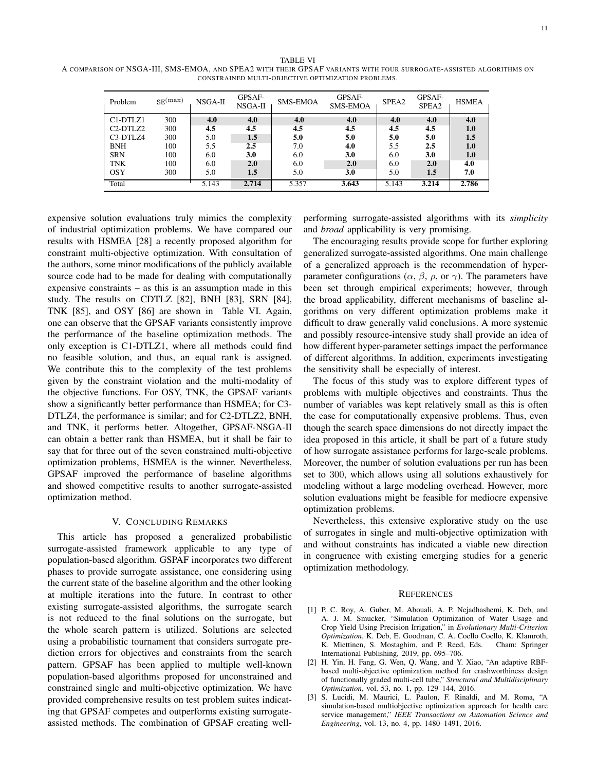TABLE VI
A COMPARISON OF NSGA-III, SMS-EMOA, AND SPEA2 WITH THEIR GPSAF VARIANTS WITH FOUR SURROGATE-ASSISTED ALGORITHMS ON CONSTRAINED MULTI-OBJECTIVE OPTIMIZATION PROBLEMS.

| Problem | $\mathtt{SE}^{(\max)}$ | NSGA-II | GPSAF-NSGA-II | SMS-EMOA | GPSAF-SMS-EMOA | SPEA2 | GPSAF-SPEA2 | HSMEA |
|---|---|---|---|---|---|---|---|---|
| C1-DTLZ1 | 300 | **4.0** | **4.0** | **4.0** | **4.0** | **4.0** | **4.0** | **4.0** |
| C2-DTLZ2 | 300 | **4.5** | **4.5** | **4.5** | **4.5** | **4.5** | **4.5** | **1.0** |
| C3-DTLZ4 | 300 | 5.0 | **1.5** | **5.0** | **5.0** | **5.0** | **5.0** | **1.5** |
| BNH | 100 | 5.5 | **2.5** | 7.0 | **4.0** | 5.5 | **2.5** | **1.0** |
| SRN | 100 | 6.0 | **3.0** | 6.0 | **3.0** | 6.0 | **3.0** | **1.0** |
| TNK | 100 | 6.0 | **2.0** | 6.0 | **2.0** | 6.0 | **2.0** | **4.0** |
| OSY | 300 | 5.0 | **1.5** | 5.0 | **3.0** | 5.0 | **1.5** | **7.0** |
| Total | | 5.143 | **2.714** | 5.357 | **3.643** | 5.143 | **3.214** | **2.786** |

expensive solution evaluations truly mimics the complexity of industrial optimization problems. We have compared our results with HSMEA [28] a recently proposed algorithm for constraint multi-objective optimization. With consultation of the authors, some minor modifications of the publicly available source code had to be made for dealing with computationally expensive constraints – as this is an assumption made in this study. The results on CDTLZ [82], BNH [83], SRN [84], TNK [85], and OSY [86] are shown in Table VI. Again, one can observe that the GPSAF variants consistently improve the performance of the baseline optimization methods. The only exception is C1-DTLZ1, where all methods could find no feasible solution, and thus, an equal rank is assigned. We contribute this to the complexity of the test problems given by the constraint violation and the multi-modality of the objective functions. For OSY, TNK, the GPSAF variants show a significantly better performance than HSMEA; for C3-DTLZ4, the performance is similar; and for C2-DTLZ2, BNH, and TNK, it performs better. Altogether, GPSAF-NSGA-II can obtain a better rank than HSMEA, but it shall be fair to say that for three out of the seven constrained multi-objective optimization problems, HSMEA is the winner. Nevertheless, GPSAF improved the performance of baseline algorithms and showed competitive results to another surrogate-assisted optimization method.

## V. Concluding Remarks

This article has proposed a generalized probabilistic surrogate-assisted framework applicable to any type of population-based algorithm. GSPAF incorporates two different phases to provide surrogate assistance, one considering using the current state of the baseline algorithm and the other looking at multiple iterations into the future. In contrast to other existing surrogate-assisted algorithms, the surrogate search is not reduced to the final solutions on the surrogate, but the whole search pattern is utilized. Solutions are selected using a probabilistic tournament that considers surrogate prediction errors for objectives and constraints from the search pattern. GPSAF has been applied to multiple well-known population-based algorithms proposed for unconstrained and constrained single and multi-objective optimization. We have provided comprehensive results on test problem suites indicating that GPSAF competes and outperforms existing surrogate-assisted methods. The combination of GPSAF creating well-performing surrogate-assisted algorithms with its *simplicity* and *broad* applicability is very promising.

The encouraging results provide scope for further exploring generalized surrogate-assisted algorithms. One main challenge of a generalized approach is the recommendation of hyper-parameter configurations ($\alpha$, $\beta$, $\rho$, or $\gamma$). The parameters have been set through empirical experiments; however, through the broad applicability, different mechanisms of baseline algorithms on very different optimization problems make it difficult to draw generally valid conclusions. A more systemic and possibly resource-intensive study shall provide an idea of how different hyper-parameter settings impact the performance of different algorithms. In addition, experiments investigating the sensitivity shall be especially of interest.

The focus of this study was to explore different types of problems with multiple objectives and constraints. Thus the number of variables was kept relatively small as this is often the case for computationally expensive problems. Thus, even though the search space dimensions do not directly impact the idea proposed in this article, it shall be part of a future study of how surrogate assistance performs for large-scale problems. Moreover, the number of solution evaluations per run has been set to 300, which allows using all solutions exhaustively for modeling without a large modeling overhead. However, more solution evaluations might be feasible for mediocre expensive optimization problems.

Nevertheless, this extensive explorative study on the use of surrogates in single and multi-objective optimization with and without constraints has indicated a viable new direction in congruence with existing emerging studies for a generic optimization methodology.

## References

[1] P. C. Roy, A. Guber, M. Abouali, A. P. Nejadhashemi, K. Deb, and A. J. M. Smucker, "Simulation Optimization of Water Usage and Crop Yield Using Precision Irrigation," in *Evolutionary Multi-Criterion Optimization*, K. Deb, E. Goodman, C. A. Coello Coello, K. Klamroth, K. Miettinen, S. Mostaghim, and P. Reed, Eds. Cham: Springer International Publishing, 2019, pp. 695–706.

[2] H. Yin, H. Fang, G. Wen, Q. Wang, and Y. Xiao, "An adaptive RBF-based multi-objective optimization method for crashworthiness design of functionally graded multi-cell tube," *Structural and Multidisciplinary Optimization*, vol. 53, no. 1, pp. 129–144, 2016.

[3] S. Lucidi, M. Maurici, L. Paulon, F. Rinaldi, and M. Roma, "A simulation-based multiobjective optimization approach for health care service management," *IEEE Transactions on Automation Science and Engineering*, vol. 13, no. 4, pp. 1480–1491, 2016.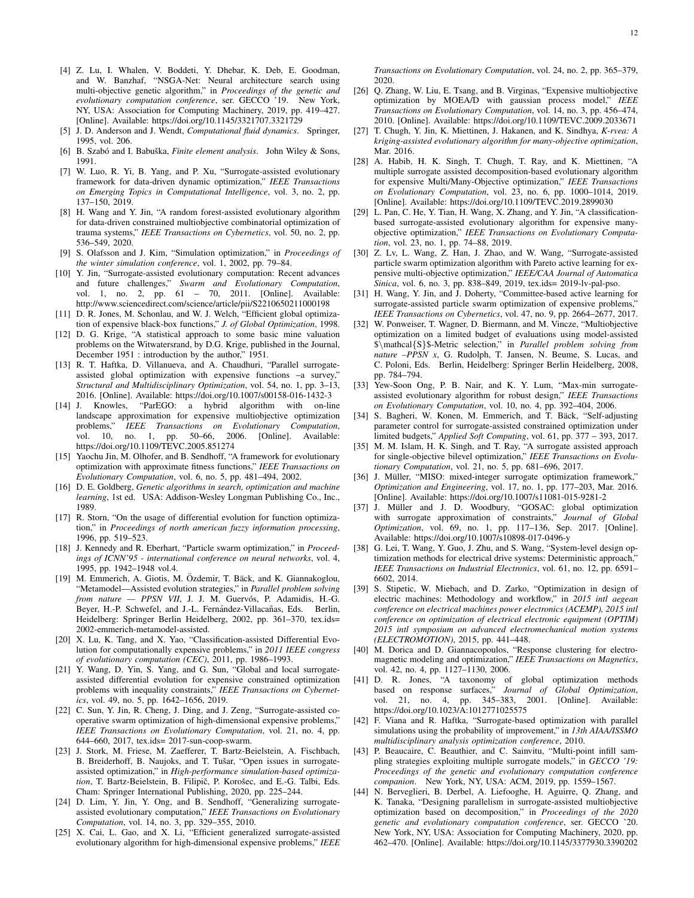[4] Z. Lu, I. Whalen, V. Boddeti, Y. Dhebar, K. Deb, E. Goodman, and W. Banzhaf, "NSGA-Net: Neural architecture search using multi-objective genetic algorithm," in *Proceedings of the genetic and evolutionary computation conference*, ser. GECCO '19. New York, NY, USA: Association for Computing Machinery, 2019, pp. 419–427. [Online]. Available: https://doi.org/10.1145/3321707.3321729

[5] J. D. Anderson and J. Wendt, *Computational fluid dynamics*. Springer, 1995, vol. 206.

[6] B. Szabó and I. Babuška, *Finite element analysis*. John Wiley & Sons, 1991.

[7] W. Luo, R. Yi, B. Yang, and P. Xu, "Surrogate-assisted evolutionary framework for data-driven dynamic optimization," *IEEE Transactions on Emerging Topics in Computational Intelligence*, vol. 3, no. 2, pp. 137–150, 2019.

[8] H. Wang and Y. Jin, "A random forest-assisted evolutionary algorithm for data-driven constrained multiobjective combinatorial optimization of trauma systems," *IEEE Transactions on Cybernetics*, vol. 50, no. 2, pp. 536–549, 2020.

[9] S. Olafsson and J. Kim, "Simulation optimization," in *Proceedings of the winter simulation conference*, vol. 1, 2002, pp. 79–84.

[10] Y. Jin, "Surrogate-assisted evolutionary computation: Recent advances and future challenges," *Swarm and Evolutionary Computation*, vol. 1, no. 2, pp. 61 – 70, 2011. [Online]. Available: http://www.sciencedirect.com/science/article/pii/S2210650211000198

[11] D. R. Jones, M. Schonlau, and W. J. Welch, "Efficient global optimization of expensive black-box functions," *J. of Global Optimization*, 1998.

[12] D. G. Krige, "A statistical approach to some basic mine valuation problems on the Witwatersrand, by D.G. Krige, published in the Journal, December 1951 : introduction by the author," 1951.

[13] R. T. Haftka, D. Villanueva, and A. Chaudhuri, "Parallel surrogate-assisted global optimization with expensive functions –a survey," *Structural and Multidisciplinary Optimization*, vol. 54, no. 1, pp. 3–13, 2016. [Online]. Available: https://doi.org/10.1007/s00158-016-1432-3

[14] J. Knowles, "ParEGO: a hybrid algorithm with on-line landscape approximation for expensive multiobjective optimization problems," *IEEE Transactions on Evolutionary Computation*, vol. 10, no. 1, pp. 50–66, 2006. [Online]. Available: https://doi.org/10.1109/TEVC.2005.851274

[15] Yaochu Jin, M. Olhofer, and B. Sendhoff, "A framework for evolutionary optimization with approximate fitness functions," *IEEE Transactions on Evolutionary Computation*, vol. 6, no. 5, pp. 481–494, 2002.

[16] D. E. Goldberg, *Genetic algorithms in search, optimization and machine learning*, 1st ed. USA: Addison-Wesley Longman Publishing Co., Inc., 1989.

[17] R. Storn, "On the usage of differential evolution for function optimization," in *Proceedings of north american fuzzy information processing*, 1996, pp. 519–523.

[18] J. Kennedy and R. Eberhart, "Particle swarm optimization," in *Proceedings of ICNN'95 - international conference on neural networks*, vol. 4, 1995, pp. 1942–1948 vol.4.

[19] M. Emmerich, A. Giotis, M. Özdemir, T. Bäck, and K. Giannakoglou, "Metamodel—Assisted evolution strategies," in *Parallel problem solving from nature — PPSN VII*, J. J. M. Guervós, P. Adamidis, H.-G. Beyer, H.-P. Schwefel, and J.-L. Fernández-Villacañas, Eds. Berlin, Heidelberg: Springer Berlin Heidelberg, 2002, pp. 361–370, tex.ids= 2002-emmerich-metamodel-assisted.

[20] X. Lu, K. Tang, and X. Yao, "Classification-assisted Differential Evolution for computationally expensive problems," in *2011 IEEE congress of evolutionary computation (CEC)*, 2011, pp. 1986–1993.

[21] Y. Wang, D. Yin, S. Yang, and G. Sun, "Global and local surrogate-assisted differential evolution for expensive constrained optimization problems with inequality constraints," *IEEE Transactions on Cybernetics*, vol. 49, no. 5, pp. 1642–1656, 2019.

[22] C. Sun, Y. Jin, R. Cheng, J. Ding, and J. Zeng, "Surrogate-assisted cooperative swarm optimization of high-dimensional expensive problems," *IEEE Transactions on Evolutionary Computation*, vol. 21, no. 4, pp. 644–660, 2017, tex.ids= 2017-sun-coop-swarm.

[23] J. Stork, M. Friese, M. Zaefferer, T. Bartz-Beielstein, A. Fischbach, B. Breiderhoff, B. Naujoks, and T. Tušar, "Open issues in surrogate-assisted optimization," in *High-performance simulation-based optimization*, T. Bartz-Beielstein, B. Filipič, P. Korošec, and E.-G. Talbi, Eds. Cham: Springer International Publishing, 2020, pp. 225–244.

[24] D. Lim, Y. Jin, Y. Ong, and B. Sendhoff, "Generalizing surrogate-assisted evolutionary computation," *IEEE Transactions on Evolutionary Computation*, vol. 14, no. 3, pp. 329–355, 2010.

[25] X. Cai, L. Gao, and X. Li, "Efficient generalized surrogate-assisted evolutionary algorithm for high-dimensional expensive problems," *IEEE Transactions on Evolutionary Computation*, vol. 24, no. 2, pp. 365–379, 2020.

[26] Q. Zhang, W. Liu, E. Tsang, and B. Virginas, "Expensive multiobjective optimization by MOEA/D with gaussian process model," *IEEE Transactions on Evolutionary Computation*, vol. 14, no. 3, pp. 456–474, 2010. [Online]. Available: https://doi.org/10.1109/TEVC.2009.2033671

[27] T. Chugh, Y. Jin, K. Miettinen, J. Hakanen, and K. Sindhya, *K-rvea: A kriging-assisted evolutionary algorithm for many-objective optimization*, Mar. 2016.

[28] A. Habib, H. K. Singh, T. Chugh, T. Ray, and K. Miettinen, "A multiple surrogate assisted decomposition-based evolutionary algorithm for expensive Multi/Many-Objective optimization," *IEEE Transactions on Evolutionary Computation*, vol. 23, no. 6, pp. 1000–1014, 2019. [Online]. Available: https://doi.org/10.1109/TEVC.2019.2899030

[29] L. Pan, C. He, Y. Tian, H. Wang, X. Zhang, and Y. Jin, "A classification-based surrogate-assisted evolutionary algorithm for expensive many-objective optimization," *IEEE Transactions on Evolutionary Computation*, vol. 23, no. 1, pp. 74–88, 2019.

[30] Z. Lv, L. Wang, Z. Han, J. Zhao, and W. Wang, "Surrogate-assisted particle swarm optimization algorithm with Pareto active learning for expensive multi-objective optimization," *IEEE/CAA Journal of Automatica Sinica*, vol. 6, no. 3, pp. 838–849, 2019, tex.ids= 2019-lv-pal-pso.

[31] H. Wang, Y. Jin, and J. Doherty, "Committee-based active learning for surrogate-assisted particle swarm optimization of expensive problems," *IEEE Transactions on Cybernetics*, vol. 47, no. 9, pp. 2664–2677, 2017.

[32] W. Ponweiser, T. Wagner, D. Biermann, and M. Vincze, "Multiobjective optimization on a limited budget of evaluations using model-assisted $\mathcal{S}$-Metric selection," in *Parallel problem solving from nature –PPSN x*, G. Rudolph, T. Jansen, N. Beume, S. Lucas, and C. Poloni, Eds. Berlin, Heidelberg: Springer Berlin Heidelberg, 2008, pp. 784–794.

[33] Yew-Soon Ong, P. B. Nair, and K. Y. Lum, "Max-min surrogate-assisted evolutionary algorithm for robust design," *IEEE Transactions on Evolutionary Computation*, vol. 10, no. 4, pp. 392–404, 2006.

[34] S. Bagheri, W. Konen, M. Emmerich, and T. Bäck, "Self-adjusting parameter control for surrogate-assisted constrained optimization under limited budgets," *Applied Soft Computing*, vol. 61, pp. 377 – 393, 2017.

[35] M. M. Islam, H. K. Singh, and T. Ray, "A surrogate assisted approach for single-objective bilevel optimization," *IEEE Transactions on Evolutionary Computation*, vol. 21, no. 5, pp. 681–696, 2017.

[36] J. Müller, "MISO: mixed-integer surrogate optimization framework," *Optimization and Engineering*, vol. 17, no. 1, pp. 177–203, Mar. 2016. [Online]. Available: https://doi.org/10.1007/s11081-015-9281-2

[37] J. Müller and J. D. Woodbury, "GOSAC: global optimization with surrogate approximation of constraints," *Journal of Global Optimization*, vol. 69, no. 1, pp. 117–136, Sep. 2017. [Online]. Available: https://doi.org/10.1007/s10898-017-0496-y

[38] G. Lei, T. Wang, Y. Guo, J. Zhu, and S. Wang, "System-level design optimization methods for electrical drive systems: Deterministic approach," *IEEE Transactions on Industrial Electronics*, vol. 61, no. 12, pp. 6591–6602, 2014.

[39] S. Stipetic, W. Miebach, and D. Zarko, "Optimization in design of electric machines: Methodology and workflow," in *2015 intl aegean conference on electrical machines power electronics (ACEMP), 2015 intl conference on optimization of electrical electronic equipment (OPTIM) 2015 intl symposium on advanced electromechanical motion systems (ELECTROMOTION)*, 2015, pp. 441–448.

[40] M. Dorica and D. Giannacopoulos, "Response clustering for electromagnetic modeling and optimization," *IEEE Transactions on Magnetics*, vol. 42, no. 4, pp. 1127–1130, 2006.

[41] D. R. Jones, "A taxonomy of global optimization methods based on response surfaces," *Journal of Global Optimization*, vol. 21, no. 4, pp. 345–383, 2001. [Online]. Available: https://doi.org/10.1023/A:1012771025575

[42] F. Viana and R. Haftka, "Surrogate-based optimization with parallel simulations using the probability of improvement," in *13th AIAA/ISSMO multidisciplinary analysis optimization conference*, 2010.

[43] P. Beaucaire, C. Beauthier, and C. Sainvitu, "Multi-point infill sampling strategies exploiting multiple surrogate models," in *GECCO '19: Proceedings of the genetic and evolutionary computation conference companion*. New York, NY, USA: ACM, 2019, pp. 1559–1567.

[44] N. Berveglieri, B. Derbel, A. Liefooghe, H. Aguirre, Q. Zhang, and K. Tanaka, "Designing parallelism in surrogate-assisted multiobjective optimization based on decomposition," in *Proceedings of the 2020 genetic and evolutionary computation conference*, ser. GECCO '20. New York, NY, USA: Association for Computing Machinery, 2020, pp. 462–470. [Online]. Available: https://doi.org/10.1145/3377930.3390202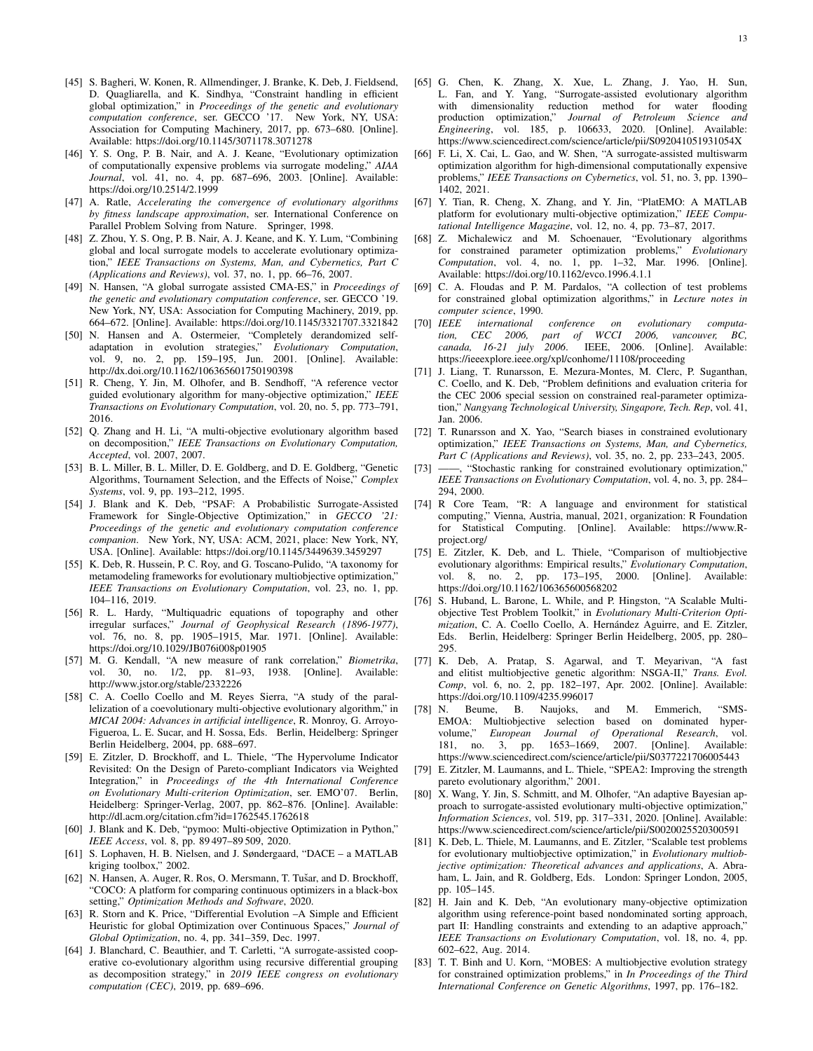[45] S. Bagheri, W. Konen, R. Allmendinger, J. Branke, K. Deb, J. Fieldsend, D. Quagliarella, and K. Sindhya, "Constraint handling in efficient global optimization," in *Proceedings of the genetic and evolutionary computation conference*, ser. GECCO '17. New York, NY, USA: Association for Computing Machinery, 2017, pp. 673–680. [Online]. Available: https://doi.org/10.1145/3071178.3071278

[46] Y. S. Ong, P. B. Nair, and A. J. Keane, "Evolutionary optimization of computationally expensive problems via surrogate modeling," *AIAA Journal*, vol. 41, no. 4, pp. 687–696, 2003. [Online]. Available: https://doi.org/10.2514/2.1999

[47] A. Ratle, *Accelerating the convergence of evolutionary algorithms by fitness landscape approximation*, ser. International Conference on Parallel Problem Solving from Nature. Springer, 1998.

[48] Z. Zhou, Y. S. Ong, P. B. Nair, A. J. Keane, and K. Y. Lum, "Combining global and local surrogate models to accelerate evolutionary optimization," *IEEE Transactions on Systems, Man, and Cybernetics, Part C (Applications and Reviews)*, vol. 37, no. 1, pp. 66–76, 2007.

[49] N. Hansen, "A global surrogate assisted CMA-ES," in *Proceedings of the genetic and evolutionary computation conference*, ser. GECCO '19. New York, NY, USA: Association for Computing Machinery, 2019, pp. 664–672. [Online]. Available: https://doi.org/10.1145/3321707.3321842

[50] N. Hansen and A. Ostermeier, "Completely derandomized self-adaptation in evolution strategies," *Evolutionary Computation*, vol. 9, no. 2, pp. 159–195, Jun. 2001. [Online]. Available: http://dx.doi.org/10.1162/106365601750190398

[51] R. Cheng, Y. Jin, M. Olhofer, and B. Sendhoff, "A reference vector guided evolutionary algorithm for many-objective optimization," *IEEE Transactions on Evolutionary Computation*, vol. 20, no. 5, pp. 773–791, 2016.

[52] Q. Zhang and H. Li, "A multi-objective evolutionary algorithm based on decomposition," *IEEE Transactions on Evolutionary Computation, Accepted*, vol. 2007, 2007.

[53] B. L. Miller, B. L. Miller, D. E. Goldberg, and D. E. Goldberg, "Genetic Algorithms, Tournament Selection, and the Effects of Noise," *Complex Systems*, vol. 9, pp. 193–212, 1995.

[54] J. Blank and K. Deb, "PSAF: A Probabilistic Surrogate-Assisted Framework for Single-Objective Optimization," in *GECCO '21: Proceedings of the genetic and evolutionary computation conference companion*. New York, NY, USA: ACM, 2021, place: New York, NY, USA. [Online]. Available: https://doi.org/10.1145/3449639.3459297

[55] K. Deb, R. Hussein, P. C. Roy, and G. Toscano-Pulido, "A taxonomy for metamodeling frameworks for evolutionary multiobjective optimization," *IEEE Transactions on Evolutionary Computation*, vol. 23, no. 1, pp. 104–116, 2019.

[56] R. L. Hardy, "Multiquadric equations of topography and other irregular surfaces," *Journal of Geophysical Research (1896-1977)*, vol. 76, no. 8, pp. 1905–1915, Mar. 1971. [Online]. Available: https://doi.org/10.1029/JB076i008p01905

[57] M. G. Kendall, "A new measure of rank correlation," *Biometrika*, vol. 30, no. 1/2, pp. 81–93, 1938. [Online]. Available: http://www.jstor.org/stable/2332226

[58] C. A. Coello Coello and M. Reyes Sierra, "A study of the parallelization of a coevolutionary multi-objective evolutionary algorithm," in *MICAI 2004: Advances in artificial intelligence*, R. Monroy, G. Arroyo-Figueroa, L. E. Sucar, and H. Sossa, Eds. Berlin, Heidelberg: Springer Berlin Heidelberg, 2004, pp. 688–697.

[59] E. Zitzler, D. Brockhoff, and L. Thiele, "The Hypervolume Indicator Revisited: On the Design of Pareto-compliant Indicators via Weighted Integration," in *Proceedings of the 4th International Conference on Evolutionary Multi-criterion Optimization*, ser. EMO'07. Berlin, Heidelberg: Springer-Verlag, 2007, pp. 862–876. [Online]. Available: http://dl.acm.org/citation.cfm?id=1762545.1762618

[60] J. Blank and K. Deb, "pymoo: Multi-objective Optimization in Python," *IEEE Access*, vol. 8, pp. 89 497–89 509, 2020.

[61] S. Lophaven, H. B. Nielsen, and J. Søndergaard, "DACE – a MATLAB kriging toolbox," 2002.

[62] N. Hansen, A. Auger, R. Ros, O. Mersmann, T. Tušar, and D. Brockhoff, "COCO: A platform for comparing continuous optimizers in a black-box setting," *Optimization Methods and Software*, 2020.

[63] R. Storn and K. Price, "Differential Evolution –A Simple and Efficient Heuristic for global Optimization over Continuous Spaces," *Journal of Global Optimization*, no. 4, pp. 341–359, Dec. 1997.

[64] J. Blanchard, C. Beauthier, and T. Carletti, "A surrogate-assisted cooperative co-evolutionary algorithm using recursive differential grouping as decomposition strategy," in *2019 IEEE congress on evolutionary computation (CEC)*, 2019, pp. 689–696.

[65] G. Chen, K. Zhang, X. Xue, L. Zhang, J. Yao, H. Sun, L. Fan, and Y. Yang, "Surrogate-assisted evolutionary algorithm with dimensionality reduction method for water flooding production optimization," *Journal of Petroleum Science and Engineering*, vol. 185, p. 106633, 2020. [Online]. Available: https://www.sciencedirect.com/science/article/pii/S092041051931054X

[66] F. Li, X. Cai, L. Gao, and W. Shen, "A surrogate-assisted multiswarm optimization algorithm for high-dimensional computationally expensive problems," *IEEE Transactions on Cybernetics*, vol. 51, no. 3, pp. 1390–1402, 2021.

[67] Y. Tian, R. Cheng, X. Zhang, and Y. Jin, "PlatEMO: A MATLAB platform for evolutionary multi-objective optimization," *IEEE Computational Intelligence Magazine*, vol. 12, no. 4, pp. 73–87, 2017.

[68] Z. Michalewicz and M. Schoenauer, "Evolutionary algorithms for constrained parameter optimization problems," *Evolutionary Computation*, vol. 4, no. 1, pp. 1–32, Mar. 1996. [Online]. Available: https://doi.org/10.1162/evco.1996.4.1.1

[69] C. A. Floudas and P. M. Pardalos, "A collection of test problems for constrained global optimization algorithms," in *Lecture notes in computer science*, 1990.

[70] *IEEE international conference on evolutionary computation, CEC 2006, part of WCCI 2006, vancouver, BC, canada, 16-21 july 2006*. IEEE, 2006. [Online]. Available: https://ieeexplore.ieee.org/xpl/conhome/11108/proceeding

[71] J. Liang, T. Runarsson, E. Mezura-Montes, M. Clerc, P. Suganthan, C. Coello, and K. Deb, "Problem definitions and evaluation criteria for the CEC 2006 special session on constrained real-parameter optimization," *Nangyang Technological University, Singapore, Tech. Rep*, vol. 41, Jan. 2006.

[72] T. Runarsson and X. Yao, "Search biases in constrained evolutionary optimization," *IEEE Transactions on Systems, Man, and Cybernetics, Part C (Applications and Reviews)*, vol. 35, no. 2, pp. 233–243, 2005.

[73] ——, "Stochastic ranking for constrained evolutionary optimization," *IEEE Transactions on Evolutionary Computation*, vol. 4, no. 3, pp. 284–294, 2000.

[74] R Core Team, "R: A language and environment for statistical computing," Vienna, Austria, manual, 2021, organization: R Foundation for Statistical Computing. [Online]. Available: https://www.R-project.org/

[75] E. Zitzler, K. Deb, and L. Thiele, "Comparison of multiobjective evolutionary algorithms: Empirical results," *Evolutionary Computation*, vol. 8, no. 2, pp. 173–195, 2000. [Online]. Available: https://doi.org/10.1162/106365600568202

[76] S. Huband, L. Barone, L. While, and P. Hingston, "A Scalable Multi-objective Test Problem Toolkit," in *Evolutionary Multi-Criterion Optimization*, C. A. Coello Coello, A. Hernández Aguirre, and E. Zitzler, Eds. Berlin, Heidelberg: Springer Berlin Heidelberg, 2005, pp. 280–295.

[77] K. Deb, A. Pratap, S. Agarwal, and T. Meyarivan, "A fast and elitist multiobjective genetic algorithm: NSGA-II," *Trans. Evol. Comp*, vol. 6, no. 2, pp. 182–197, Apr. 2002. [Online]. Available: https://doi.org/10.1109/4235.996017

[78] N. Beume, B. Naujoks, and M. Emmerich, "SMS-EMOA: Multiobjective selection based on dominated hypervolume," *European Journal of Operational Research*, vol. 181, no. 3, pp. 1653–1669, 2007. [Online]. Available: https://www.sciencedirect.com/science/article/pii/S0377221706005443

[79] E. Zitzler, M. Laumanns, and L. Thiele, "SPEA2: Improving the strength pareto evolutionary algorithm," 2001.

[80] X. Wang, Y. Jin, S. Schmitt, and M. Olhofer, "An adaptive Bayesian approach to surrogate-assisted evolutionary multi-objective optimization," *Information Sciences*, vol. 519, pp. 317–331, 2020. [Online]. Available: https://www.sciencedirect.com/science/article/pii/S0020025520300591

[81] K. Deb, L. Thiele, M. Laumanns, and E. Zitzler, "Scalable test problems for evolutionary multiobjective optimization," in *Evolutionary multiobjective optimization: Theoretical advances and applications*, A. Abraham, L. Jain, and R. Goldberg, Eds. London: Springer London, 2005, pp. 105–145.

[82] H. Jain and K. Deb, "An evolutionary many-objective optimization algorithm using reference-point based nondominated sorting approach, part II: Handling constraints and extending to an adaptive approach," *IEEE Transactions on Evolutionary Computation*, vol. 18, no. 4, pp. 602–622, Aug. 2014.

[83] T. T. Binh and U. Korn, "MOBES: A multiobjective evolution strategy for constrained optimization problems," in *In Proceedings of the Third International Conference on Genetic Algorithms*, 1997, pp. 176–182.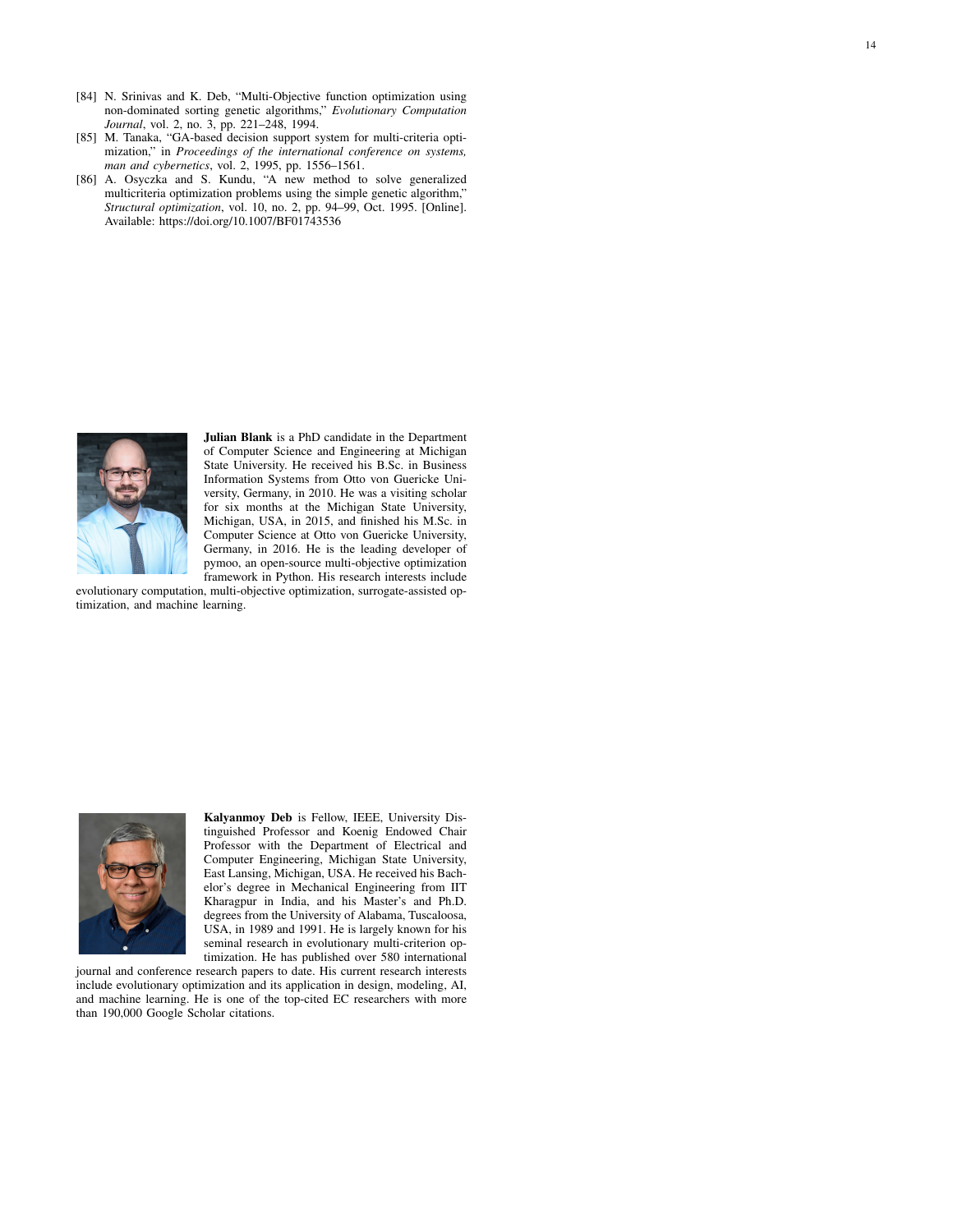[84] N. Srinivas and K. Deb, "Multi-Objective function optimization using non-dominated sorting genetic algorithms," *Evolutionary Computation Journal*, vol. 2, no. 3, pp. 221–248, 1994.

[85] M. Tanaka, "GA-based decision support system for multi-criteria optimization," in *Proceedings of the international conference on systems, man and cybernetics*, vol. 2, 1995, pp. 1556–1561.

[86] A. Osyczka and S. Kundu, "A new method to solve generalized multicriteria optimization problems using the simple genetic algorithm," *Structural optimization*, vol. 10, no. 2, pp. 94–99, Oct. 1995. [Online]. Available: https://doi.org/10.1007/BF01743536

**Julian Blank** is a PhD candidate in the Department of Computer Science and Engineering at Michigan State University. He received his B.Sc. in Business Information Systems from Otto von Guericke University, Germany, in 2010. He was a visiting scholar for six months at the Michigan State University, Michigan, USA, in 2015, and finished his M.Sc. in Computer Science at Otto von Guericke University, Germany, in 2016. He is the leading developer of pymoo, an open-source multi-objective optimization framework in Python. His research interests include evolutionary computation, multi-objective optimization, surrogate-assisted optimization, and machine learning.

**Kalyanmoy Deb** is Fellow, IEEE, University Distinguished Professor and Koenig Endowed Chair Professor with the Department of Electrical and Computer Engineering, Michigan State University, East Lansing, Michigan, USA. He received his Bachelor's degree in Mechanical Engineering from IIT Kharagpur in India, and his Master's and Ph.D. degrees from the University of Alabama, Tuscaloosa, USA, in 1989 and 1991. He is largely known for his seminal research in evolutionary multi-criterion optimization. He has published over 580 international journal and conference research papers to date. His current research interests include evolutionary optimization and its application in design, modeling, AI, and machine learning. He is one of the top-cited EC researchers with more than 190,000 Google Scholar citations.